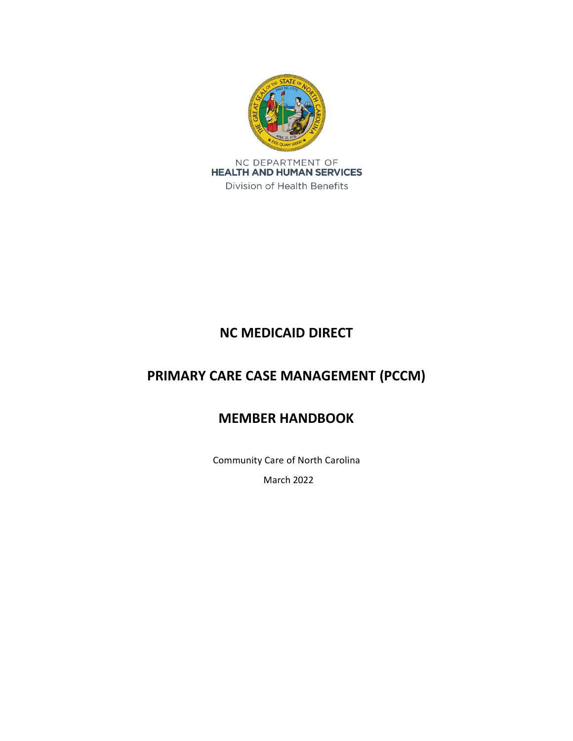NC DEPARTMENT OF
HEALTH AND HUMAN SERVICES
Division of Health Benefits

# NC MEDICAID DIRECT

# PRIMARY CARE CASE MANAGEMENT (PCCM)

# MEMBER HANDBOOK

Community Care of North Carolina

March 2022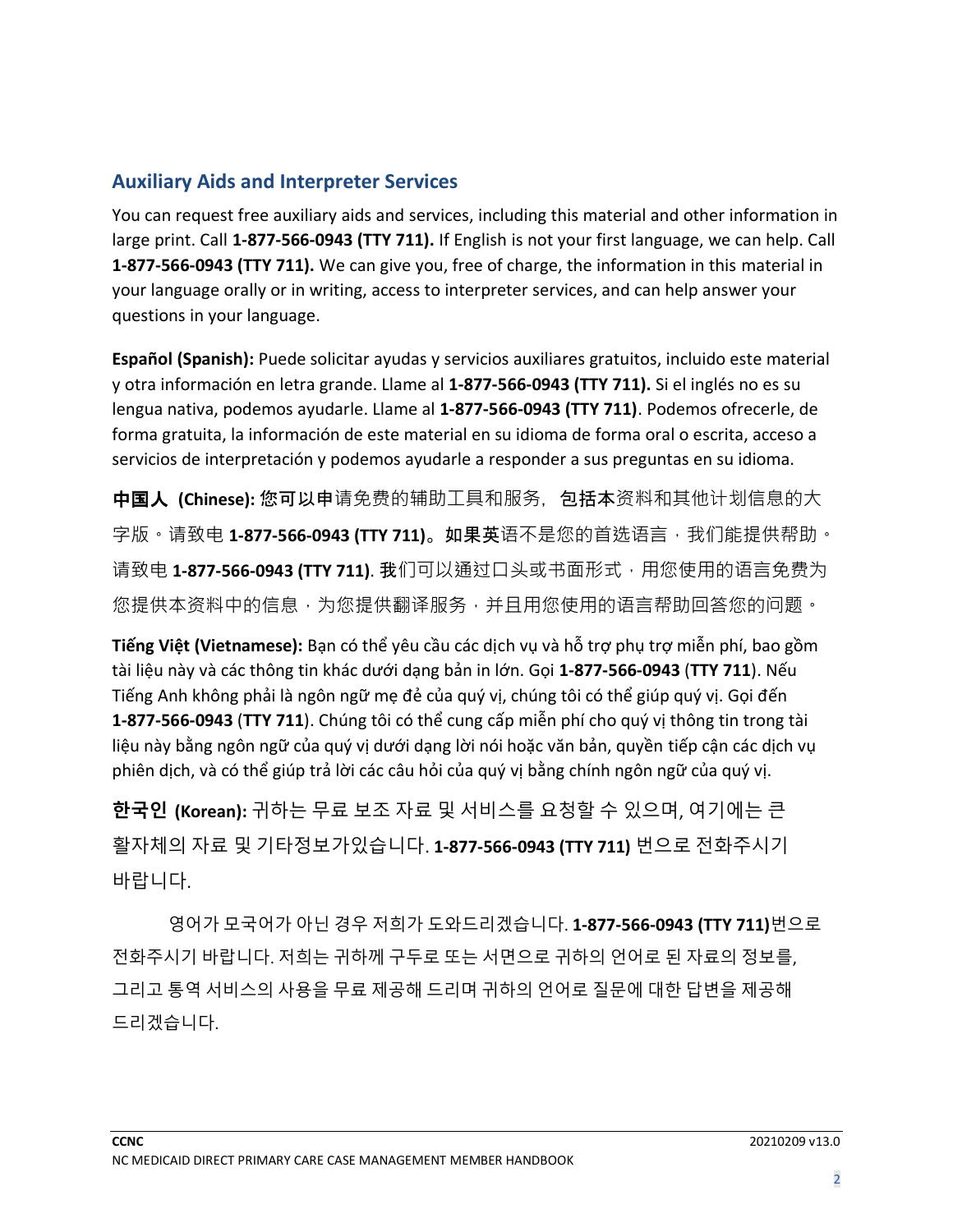## Auxiliary Aids and Interpreter Services

You can request free auxiliary aids and services, including this material and other information in large print. Call **1-877-566-0943 (TTY 711).** If English is not your first language, we can help. Call **1-877-566-0943 (TTY 711).** We can give you, free of charge, the information in this material in your language orally or in writing, access to interpreter services, and can help answer your questions in your language.

**Español (Spanish):** Puede solicitar ayudas y servicios auxiliares gratuitos, incluido este material y otra información en letra grande. Llame al **1-877-566-0943 (TTY 711).** Si el inglés no es su lengua nativa, podemos ayudarle. Llame al **1-877-566-0943 (TTY 711)**. Podemos ofrecerle, de forma gratuita, la información de este material en su idioma de forma oral o escrita, acceso a servicios de interpretación y podemos ayudarle a responder a sus preguntas en su idioma.

**中国人 (Chinese): 您可以申**请免费的辅助工具和服务，**包括本**资料和其他计划信息的大字版。请致电 **1-877-566-0943 (TTY 711)**。**如果英**语不是您的首选语言，我们能提供帮助。请致电 **1-877-566-0943 (TTY 711)**. **我**们可以通过口头或书面形式，用您使用的语言免费为您提供本资料中的信息，为您提供翻译服务，并且用您使用的语言帮助回答您的问题。

**Tiếng Việt (Vietnamese):** Bạn có thể yêu cầu các dịch vụ và hỗ trợ phụ trợ miễn phí, bao gồm tài liệu này và các thông tin khác dưới dạng bản in lớn. Gọi **1-877-566-0943** (**TTY 711**). Nếu Tiếng Anh không phải là ngôn ngữ mẹ đẻ của quý vị, chúng tôi có thể giúp quý vị. Gọi đến **1-877-566-0943** (**TTY 711**). Chúng tôi có thể cung cấp miễn phí cho quý vị thông tin trong tài liệu này bằng ngôn ngữ của quý vị dưới dạng lời nói hoặc văn bản, quyền tiếp cận các dịch vụ phiên dịch, và có thể giúp trả lời các câu hỏi của quý vị bằng chính ngôn ngữ của quý vị.

**한국인 (Korean):** 귀하는 무료 보조 자료 및 서비스를 요청할 수 있으며, 여기에는 큰 활자체의 자료 및 기타정보가있습니다. **1-877-566-0943 (TTY 711)** 번으로 전화주시기 바랍니다.

영어가 모국어가 아닌 경우 저희가 도와드리겠습니다. **1-877-566-0943 (TTY 711)**번으로 전화주시기 바랍니다. 저희는 귀하께 구두로 또는 서면으로 귀하의 언어로 된 자료의 정보를, 그리고 통역 서비스의 사용을 무료 제공해 드리며 귀하의 언어로 질문에 대한 답변을 제공해 드리겠습니다.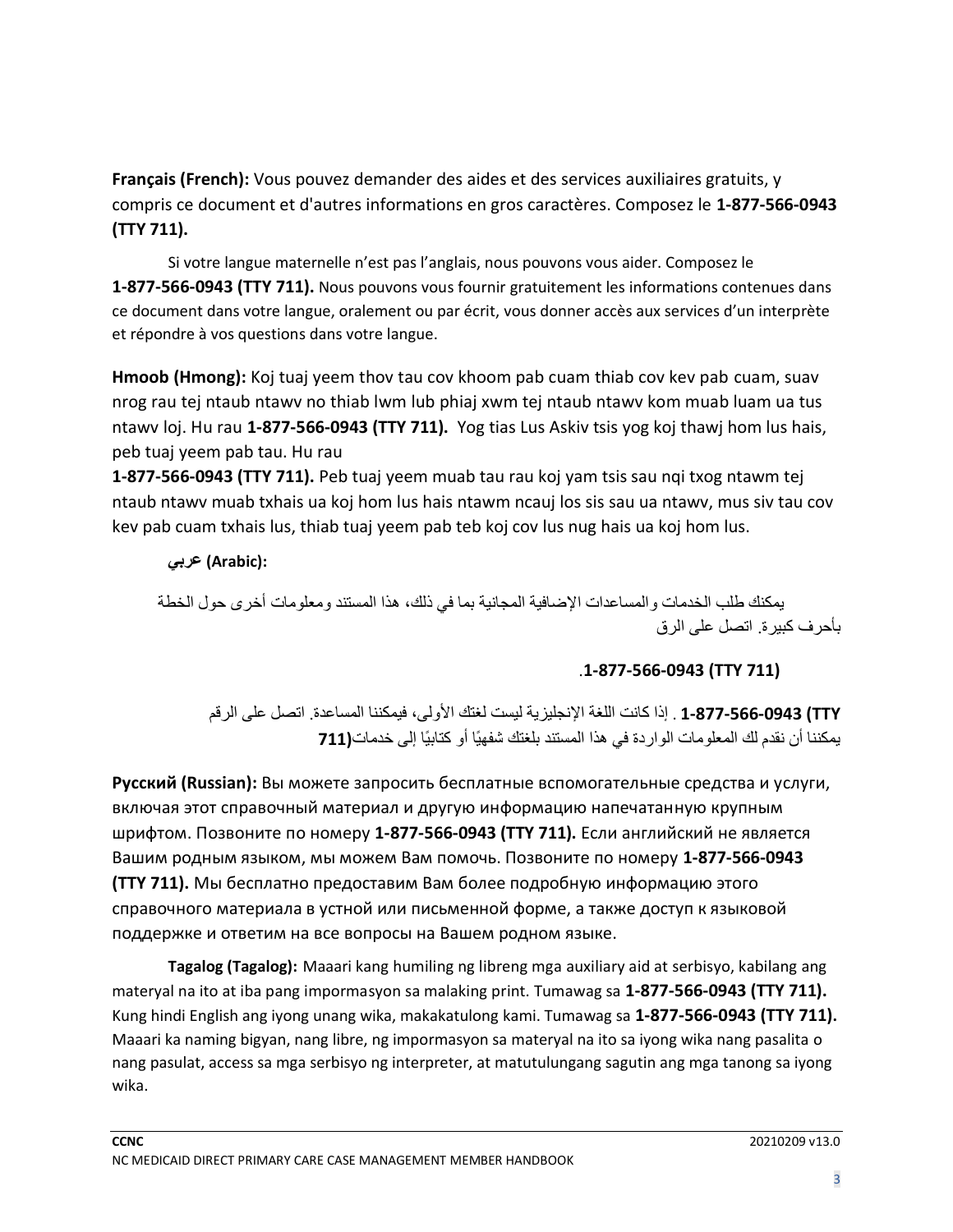**Français (French):** Vous pouvez demander des aides et des services auxiliaires gratuits, y compris ce document et d'autres informations en gros caractères. Composez le **1-877-566-0943 (TTY 711).**

Si votre langue maternelle n'est pas l'anglais, nous pouvons vous aider. Composez le **1-877-566-0943 (TTY 711).** Nous pouvons vous fournir gratuitement les informations contenues dans ce document dans votre langue, oralement ou par écrit, vous donner accès aux services d'un interprète et répondre à vos questions dans votre langue.

**Hmoob (Hmong):** Koj tuaj yeem thov tau cov khoom pab cuam thiab cov kev pab cuam, suav nrog rau tej ntaub ntawv no thiab lwm lub phiaj xwm tej ntaub ntawv kom muab luam ua tus ntawv loj. Hu rau **1-877-566-0943 (TTY 711).** Yog tias Lus Askiv tsis yog koj thawj hom lus hais, peb tuaj yeem pab tau. Hu rau **1-877-566-0943 (TTY 711).** Peb tuaj yeem muab tau rau koj yam tsis sau nqi txog ntawm tej ntaub ntawv muab txhais ua koj hom lus hais ntawm ncauj los sis sau ua ntawv, mus siv tau cov kev pab cuam txhais lus, thiab tuaj yeem pab teb koj cov lus nug hais ua koj hom lus.

**عربي (Arabic):**

يمكنك طلب الخدمات والمساعدات الإضافية المجانية بما في ذلك، هذا المستند ومعلومات أخرى حول الخطة بأحرف كبيرة. اتصل على الرق

**1-877-566-0943 (TTY 711)**.

إذا كانت اللغة الإنجليزية ليست لغتك الأولى، فيمكننا المساعدة. اتصل على الرقم **1-877-566-0943 (TTY 711)**. يمكننا أن نقدم لك المعلومات الواردة في هذا المستند بلغتك شفهيًا أو كتابيًا إلى خدمات

**Русский (Russian):** Вы можете запросить бесплатные вспомогательные средства и услуги, включая этот справочный материал и другую информацию напечатанную крупным шрифтом. Позвоните по номеру **1-877-566-0943 (TTY 711).** Если английский не является Вашим родным языком, мы можем Вам помочь. Позвоните по номеру **1-877-566-0943 (TTY 711).** Мы бесплатно предоставим Вам более подробную информацию этого справочного материала в устной или письменной форме, а также доступ к языковой поддержке и ответим на все вопросы на Вашем родном языке.

**Tagalog (Tagalog):** Maaari kang humiling ng libreng mga auxiliary aid at serbisyo, kabilang ang materyal na ito at iba pang impormasyon sa malaking print. Tumawag sa **1-877-566-0943 (TTY 711).** Kung hindi English ang iyong unang wika, makakatulong kami. Tumawag sa **1-877-566-0943 (TTY 711).** Maaari ka naming bigyan, nang libre, ng impormasyon sa materyal na ito sa iyong wika nang pasalita o nang pasulat, access sa mga serbisyo ng interpreter, at matutulungang sagutin ang mga tanong sa iyong wika.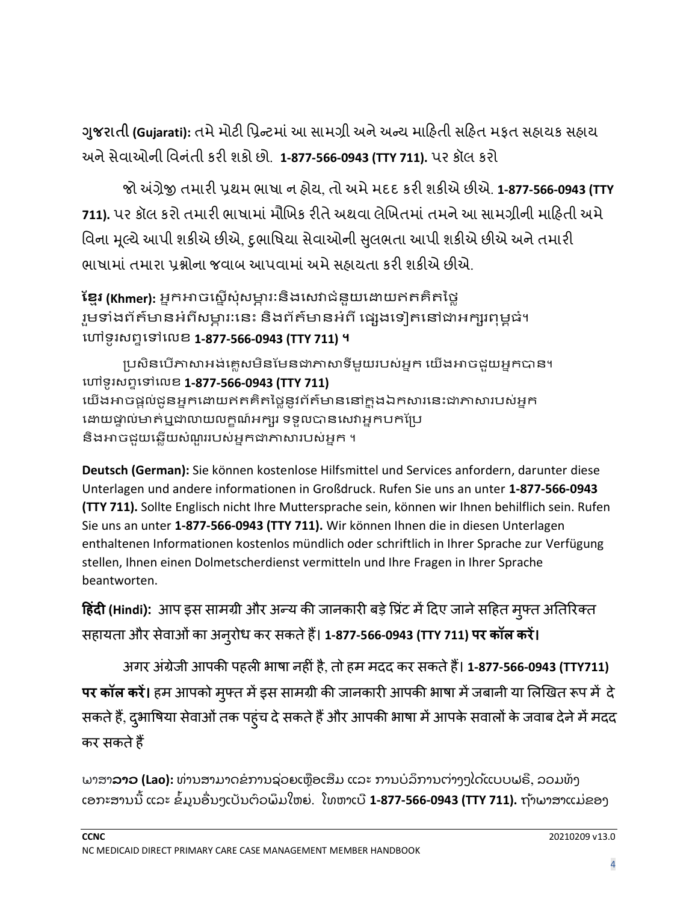**ગુજરાતી (Gujarati):** તમે મોટી પ્રિન્ટમાં આ સામગ્રી અને અન્ય માહિતી સહિત મફત સહાયક સહાય અને સેવાઓની વિનંતી કરી શકો છો. **1-877-566-0943 (TTY 711).** પર કૉલ કરો

જો અંગ્રેજી તમારી પ્રથમ ભાષા ન હોય, તો અમે મદદ કરી શકીએ છીએ. **1-877-566-0943 (TTY 711).** પર કૉલ કરો તમારી ભાષામાં મૌખિક રીતે અથવા લેખિતમાં તમને આ સામગ્રીની માહિતી અમે વિના મૂલ્યે આપી શકીએ છીએ, દુભાષિયા સેવાઓની સુલભતા આપી શકીએ છીએ અને તમારી ભાષામાં તમારા પ્રશ્નોના જવાબ આપવામાં અમે સહાયતા કરી શકીએ છીએ.

**ខ្មែរ (Khmer):** អ្នកអាចស្នើសុំសម្ភារៈនិងសេវាជំនួយដោយឥតគិតថ្លៃ រួមទាំងព័ត៌មានអំពីសម្ភារៈនេះ និងព័ត៌មានអំពី ផ្សេងទៀតនៅជាអក្សរពុម្ពធំ។ ហៅទូរសព្ទទៅលេខ **1-877-566-0943 (TTY 711) ។**

ប្រសិនបើភាសាអង់គ្លេសមិនមែនជាភាសាទីមួយរបស់អ្នក យើងអាចជួយអ្នកបាន។ ហៅទូរសព្ទទៅលេខ **1-877-566-0943 (TTY 711)** យើងអាចផ្តល់ជូនអ្នកដោយឥតគិតថ្លៃនូវព័ត៌មាននៅក្នុងឯកសារនេះជាភាសារបស់អ្នក ដោយផ្ទាល់មាត់ឬជាលាយលក្ខណ៍អក្សរ ទទួលបានសេវាអ្នកបកប្រែ និងអាចជួយឆ្លើយសំណួររបស់អ្នកជាភាសារបស់អ្នក ។

**Deutsch (German):** Sie können kostenlose Hilfsmittel und Services anfordern, darunter diese Unterlagen und andere informationen in Großdruck. Rufen Sie uns an unter **1-877-566-0943 (TTY 711).** Sollte Englisch nicht Ihre Muttersprache sein, können wir Ihnen behilflich sein. Rufen Sie uns an unter **1-877-566-0943 (TTY 711).** Wir können Ihnen die in diesen Unterlagen enthaltenen Informationen kostenlos mündlich oder schriftlich in Ihrer Sprache zur Verfügung stellen, Ihnen einen Dolmetscherdienst vermitteln und Ihre Fragen in Ihrer Sprache beantworten.

**हिंदी (Hindi):** आप इस सामग्री और अन्य की जानकारी बड़े प्रिंट में दिए जाने सहित मुफ्त अतिरिक्त सहायता और सेवाओं का अनुरोध कर सकते हैं। **1-877-566-0943 (TTY 711) पर कॉल करें।**

अगर अंग्रेजी आपकी पहली भाषा नहीं है, तो हम मदद कर सकते हैं। **1-877-566-0943 (TTY711) पर कॉल करें।** हम आपको मुफ्त में इस सामग्री की जानकारी आपकी भाषा में जबानी या लिखित रूप में दे सकते हैं, दुभाषिया सेवाओं तक पहुंच दे सकते हैं और आपकी भाषा में आपके सवालों के जवाब देने में मदद कर सकते हैं

ພາສາ**ລາວ (Lao):** ທ່ານສາມາດຂໍການຊ່ວຍເຫຼືອເສີມ ແລະ ການບໍລິການຕ່າງໆໄດ້ແບບຟຣີ, ລວມທັງ ເອກະສານນີ້ ແລະ ຂໍ້ມູນອື່ນໆເປັນຕົວພິມໃຫຍ່. ໂທຫາເບີ **1-877-566-0943 (TTY 711).** ຖ້າພາສາແມ່ຂອງ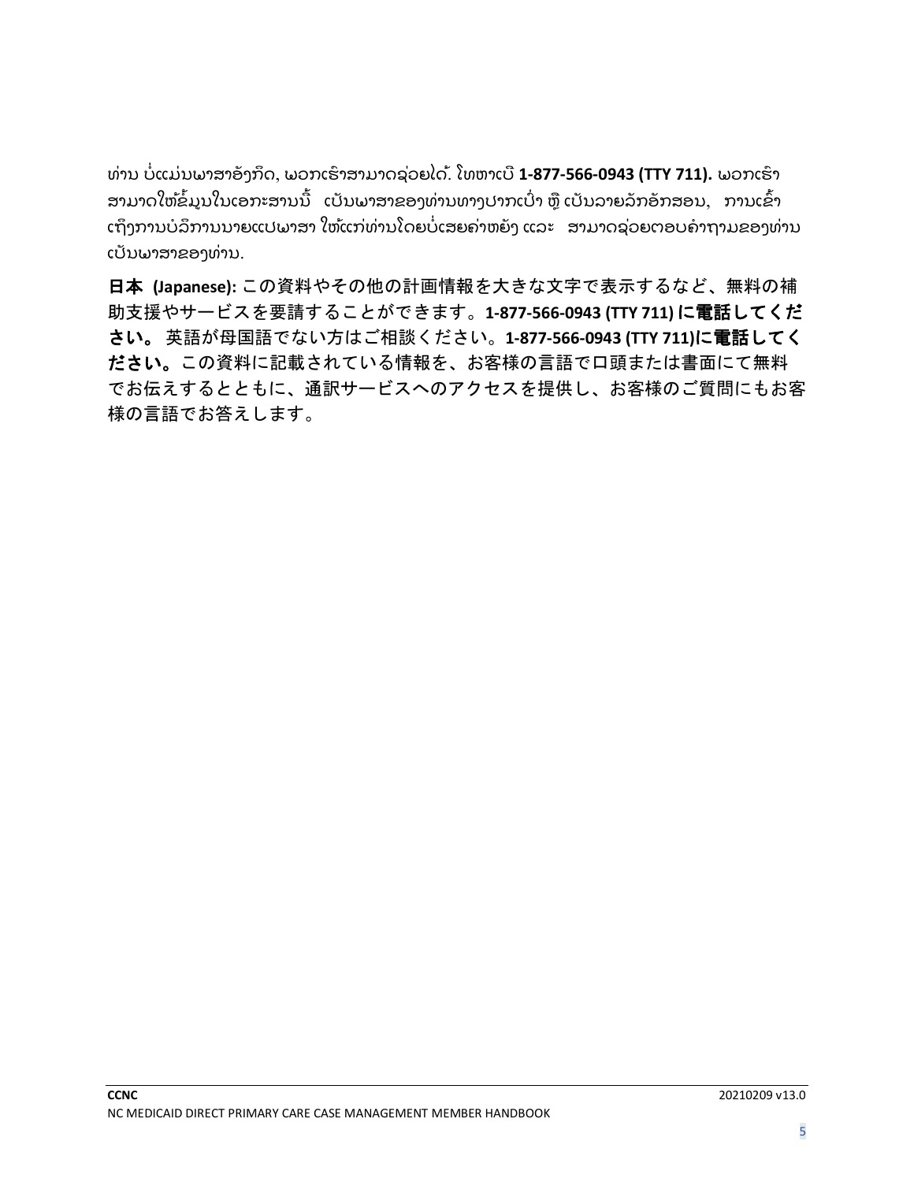ທ່ານ ບໍ່ແມ່ນພາສາອັງກິດ, ພວກເຮົາສາມາດຊ່ວຍໄດ້. ໂທຫາເບີ **1-877-566-0943 (TTY 711).** ພວກເຮົາສາມາດໃຫ້ຂໍ້ມູນໃນເອກະສານນີ້ ເປັນພາສາຂອງທ່ານທາງປາກເປົ່າ ຫຼື ເປັນລາຍລັກອັກສອນ, ການເຂົ້າເຖິງການບໍລິການນາຍແປພາສາ ໃຫ້ແກ່ທ່ານໂດຍບໍ່ເສຍຄ່າຫຍັງ ແລະ ສາມາດຊ່ວຍຕອບຄໍາຖາມຂອງທ່ານເປັນພາສາຂອງທ່ານ.

**日本 (Japanese):** この資料やその他の計画情報を大きな文字で表示するなど、無料の補助支援やサービスを要請することができます。**1-877-566-0943 (TTY 711) に電話してください。** 英語が母国語でない方はご相談ください。**1-877-566-0943 (TTY 711)に電話してください。**この資料に記載されている情報を、お客様の言語で口頭または書面にて無料でお伝えするとともに、通訳サービスへのアクセスを提供し、お客様のご質問にもお客様の言語でお答えします。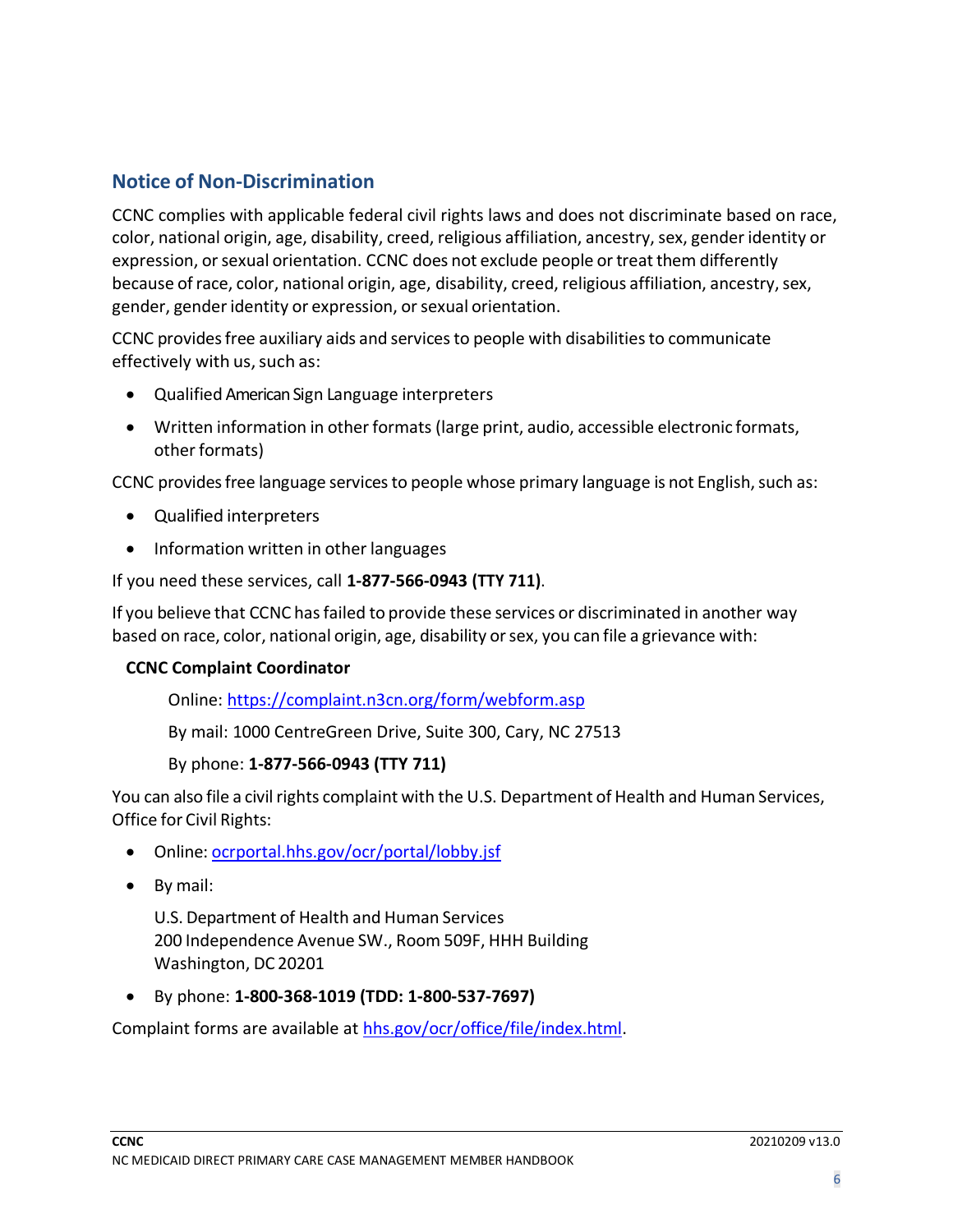## Notice of Non-Discrimination

CCNC complies with applicable federal civil rights laws and does not discriminate based on race, color, national origin, age, disability, creed, religious affiliation, ancestry, sex, gender identity or expression, or sexual orientation. CCNC does not exclude people or treat them differently because of race, color, national origin, age, disability, creed, religious affiliation, ancestry, sex, gender, gender identity or expression, or sexual orientation.

CCNC provides free auxiliary aids and services to people with disabilities to communicate effectively with us, such as:

- Qualified American Sign Language interpreters
- Written information in other formats (large print, audio, accessible electronic formats, other formats)

CCNC provides free language services to people whose primary language is not English, such as:

- Qualified interpreters
- Information written in other languages

If you need these services, call **1-877-566-0943 (TTY 711)**.

If you believe that CCNC has failed to provide these services or discriminated in another way based on race, color, national origin, age, disability or sex, you can file a grievance with:

**CCNC Complaint Coordinator**

Online: https://complaint.n3cn.org/form/webform.asp

By mail: 1000 CentreGreen Drive, Suite 300, Cary, NC 27513

By phone: **1-877-566-0943 (TTY 711)**

You can also file a civil rights complaint with the U.S. Department of Health and Human Services, Office for Civil Rights:

- Online: ocrportal.hhs.gov/ocr/portal/lobby.jsf
- By mail:

  U.S. Department of Health and Human Services
  200 Independence Avenue SW., Room 509F, HHH Building
  Washington, DC 20201

- By phone: **1-800-368-1019 (TDD: 1-800-537-7697)**

Complaint forms are available at hhs.gov/ocr/office/file/index.html.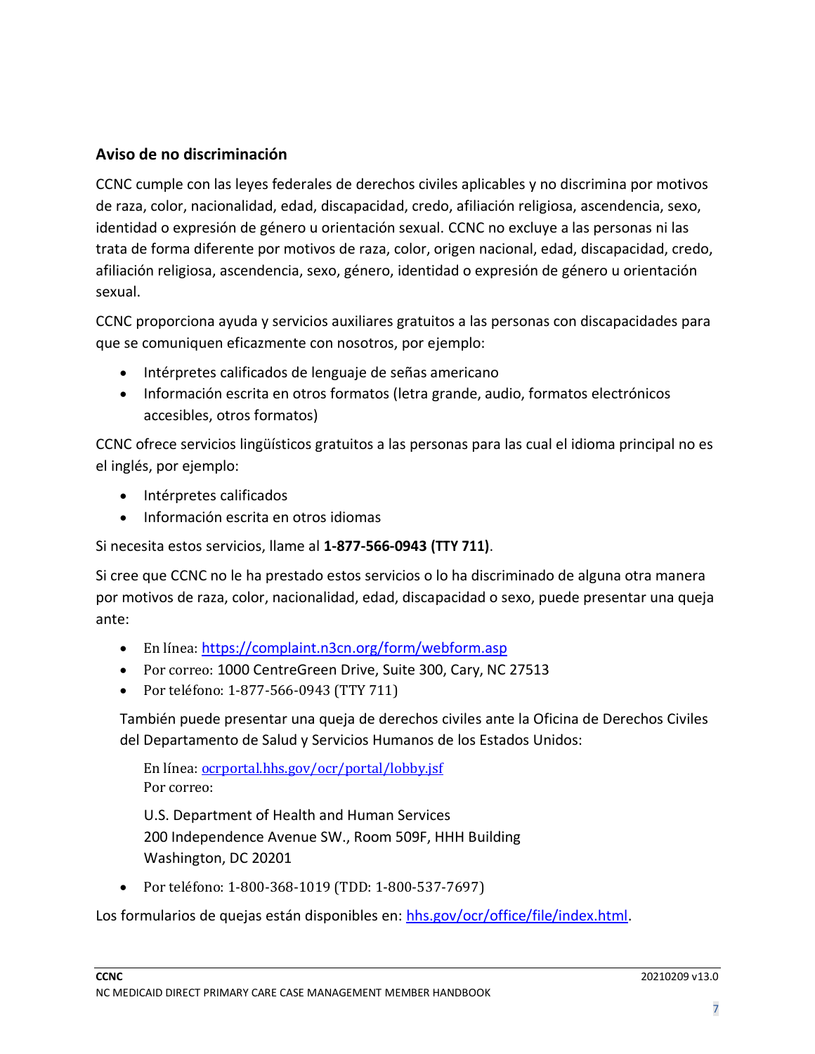## Aviso de no discriminación

CCNC cumple con las leyes federales de derechos civiles aplicables y no discrimina por motivos de raza, color, nacionalidad, edad, discapacidad, credo, afiliación religiosa, ascendencia, sexo, identidad o expresión de género u orientación sexual. CCNC no excluye a las personas ni las trata de forma diferente por motivos de raza, color, origen nacional, edad, discapacidad, credo, afiliación religiosa, ascendencia, sexo, género, identidad o expresión de género u orientación sexual.

CCNC proporciona ayuda y servicios auxiliares gratuitos a las personas con discapacidades para que se comuniquen eficazmente con nosotros, por ejemplo:

- Intérpretes calificados de lenguaje de señas americano
- Información escrita en otros formatos (letra grande, audio, formatos electrónicos accesibles, otros formatos)

CCNC ofrece servicios lingüísticos gratuitos a las personas para las cual el idioma principal no es el inglés, por ejemplo:

- Intérpretes calificados
- Información escrita en otros idiomas

Si necesita estos servicios, llame al **1-877-566-0943 (TTY 711)**.

Si cree que CCNC no le ha prestado estos servicios o lo ha discriminado de alguna otra manera por motivos de raza, color, nacionalidad, edad, discapacidad o sexo, puede presentar una queja ante:

- En línea: https://complaint.n3cn.org/form/webform.asp
- Por correo: 1000 CentreGreen Drive, Suite 300, Cary, NC 27513
- Por teléfono: 1-877-566-0943 (TTY 711)

También puede presentar una queja de derechos civiles ante la Oficina de Derechos Civiles del Departamento de Salud y Servicios Humanos de los Estados Unidos:

En línea: ocrportal.hhs.gov/ocr/portal/lobby.jsf
Por correo:

U.S. Department of Health and Human Services
200 Independence Avenue SW., Room 509F, HHH Building
Washington, DC 20201

- Por teléfono: 1-800-368-1019 (TDD: 1-800-537-7697)

Los formularios de quejas están disponibles en: hhs.gov/ocr/office/file/index.html.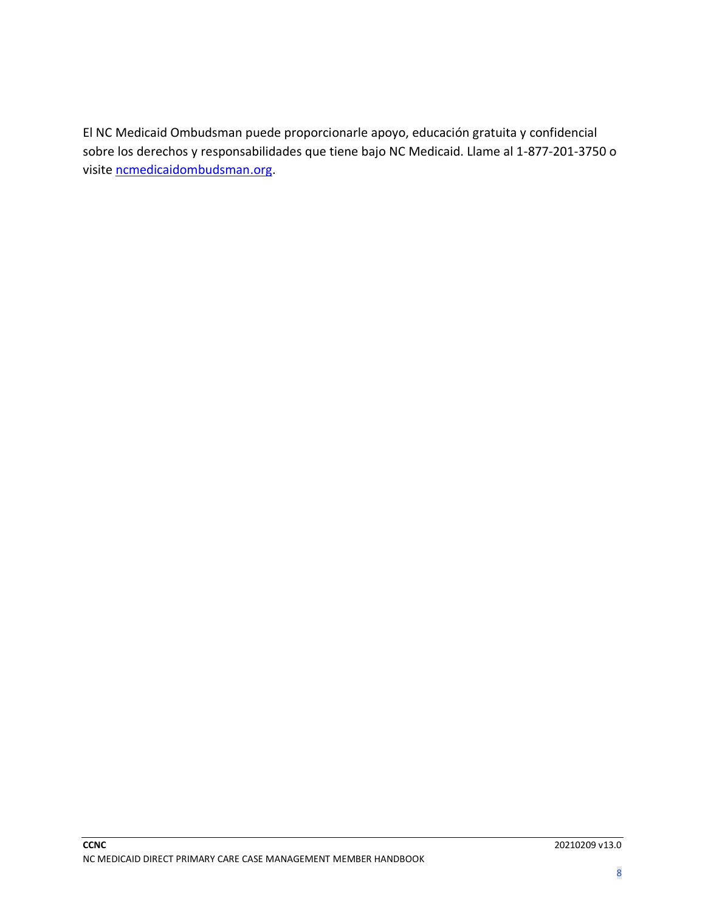El NC Medicaid Ombudsman puede proporcionarle apoyo, educación gratuita y confidencial sobre los derechos y responsabilidades que tiene bajo NC Medicaid. Llame al 1-877-201-3750 o visite [ncmedicaidombudsman.org](ncmedicaidombudsman.org).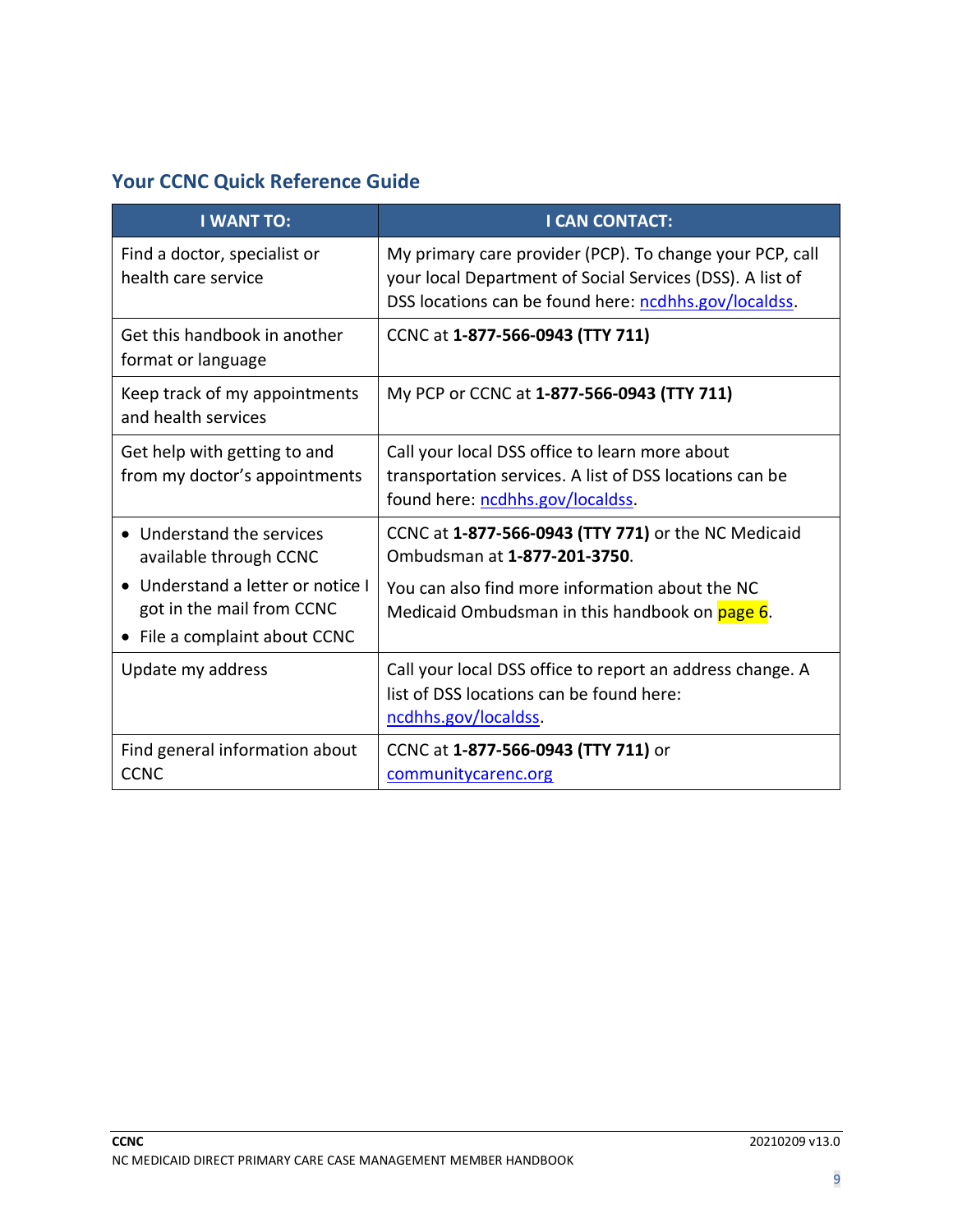## Your CCNC Quick Reference Guide

| I WANT TO: | I CAN CONTACT: |
|---|---|
| Find a doctor, specialist or health care service | My primary care provider (PCP). To change your PCP, call your local Department of Social Services (DSS). A list of DSS locations can be found here: ncdhhs.gov/localdss. |
| Get this handbook in another format or language | CCNC at **1-877-566-0943 (TTY 711)** |
| Keep track of my appointments and health services | My PCP or CCNC at **1-877-566-0943 (TTY 711)** |
| Get help with getting to and from my doctor's appointments | Call your local DSS office to learn more about transportation services. A list of DSS locations can be found here: ncdhhs.gov/localdss. |
| • Understand the services available through CCNC<br>• Understand a letter or notice I got in the mail from CCNC<br>• File a complaint about CCNC | CCNC at **1-877-566-0943 (TTY 771)** or the NC Medicaid Ombudsman at **1-877-201-3750**.<br>You can also find more information about the NC Medicaid Ombudsman in this handbook on page 6. |
| Update my address | Call your local DSS office to report an address change. A list of DSS locations can be found here: ncdhhs.gov/localdss. |
| Find general information about CCNC | CCNC at **1-877-566-0943 (TTY 711)** or communitycarenc.org |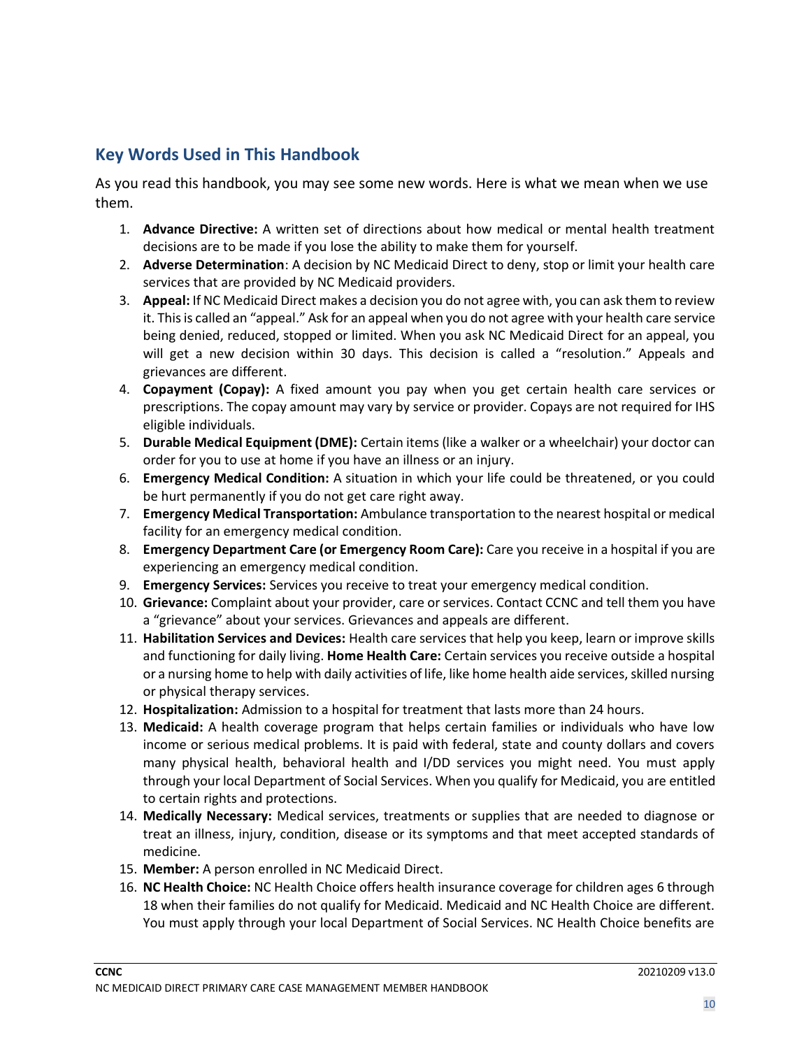## Key Words Used in This Handbook

As you read this handbook, you may see some new words. Here is what we mean when we use them.

1. **Advance Directive:** A written set of directions about how medical or mental health treatment decisions are to be made if you lose the ability to make them for yourself.
2. **Adverse Determination**: A decision by NC Medicaid Direct to deny, stop or limit your health care services that are provided by NC Medicaid providers.
3. **Appeal:** If NC Medicaid Direct makes a decision you do not agree with, you can ask them to review it. This is called an "appeal." Ask for an appeal when you do not agree with your health care service being denied, reduced, stopped or limited. When you ask NC Medicaid Direct for an appeal, you will get a new decision within 30 days. This decision is called a "resolution." Appeals and grievances are different.
4. **Copayment (Copay):** A fixed amount you pay when you get certain health care services or prescriptions. The copay amount may vary by service or provider. Copays are not required for IHS eligible individuals.
5. **Durable Medical Equipment (DME):** Certain items (like a walker or a wheelchair) your doctor can order for you to use at home if you have an illness or an injury.
6. **Emergency Medical Condition:** A situation in which your life could be threatened, or you could be hurt permanently if you do not get care right away.
7. **Emergency Medical Transportation:** Ambulance transportation to the nearest hospital or medical facility for an emergency medical condition.
8. **Emergency Department Care (or Emergency Room Care):** Care you receive in a hospital if you are experiencing an emergency medical condition.
9. **Emergency Services:** Services you receive to treat your emergency medical condition.
10. **Grievance:** Complaint about your provider, care or services. Contact CCNC and tell them you have a "grievance" about your services. Grievances and appeals are different.
11. **Habilitation Services and Devices:** Health care services that help you keep, learn or improve skills and functioning for daily living. **Home Health Care:** Certain services you receive outside a hospital or a nursing home to help with daily activities of life, like home health aide services, skilled nursing or physical therapy services.
12. **Hospitalization:** Admission to a hospital for treatment that lasts more than 24 hours.
13. **Medicaid:** A health coverage program that helps certain families or individuals who have low income or serious medical problems. It is paid with federal, state and county dollars and covers many physical health, behavioral health and I/DD services you might need. You must apply through your local Department of Social Services. When you qualify for Medicaid, you are entitled to certain rights and protections.
14. **Medically Necessary:** Medical services, treatments or supplies that are needed to diagnose or treat an illness, injury, condition, disease or its symptoms and that meet accepted standards of medicine.
15. **Member:** A person enrolled in NC Medicaid Direct.
16. **NC Health Choice:** NC Health Choice offers health insurance coverage for children ages 6 through 18 when their families do not qualify for Medicaid. Medicaid and NC Health Choice are different. You must apply through your local Department of Social Services. NC Health Choice benefits are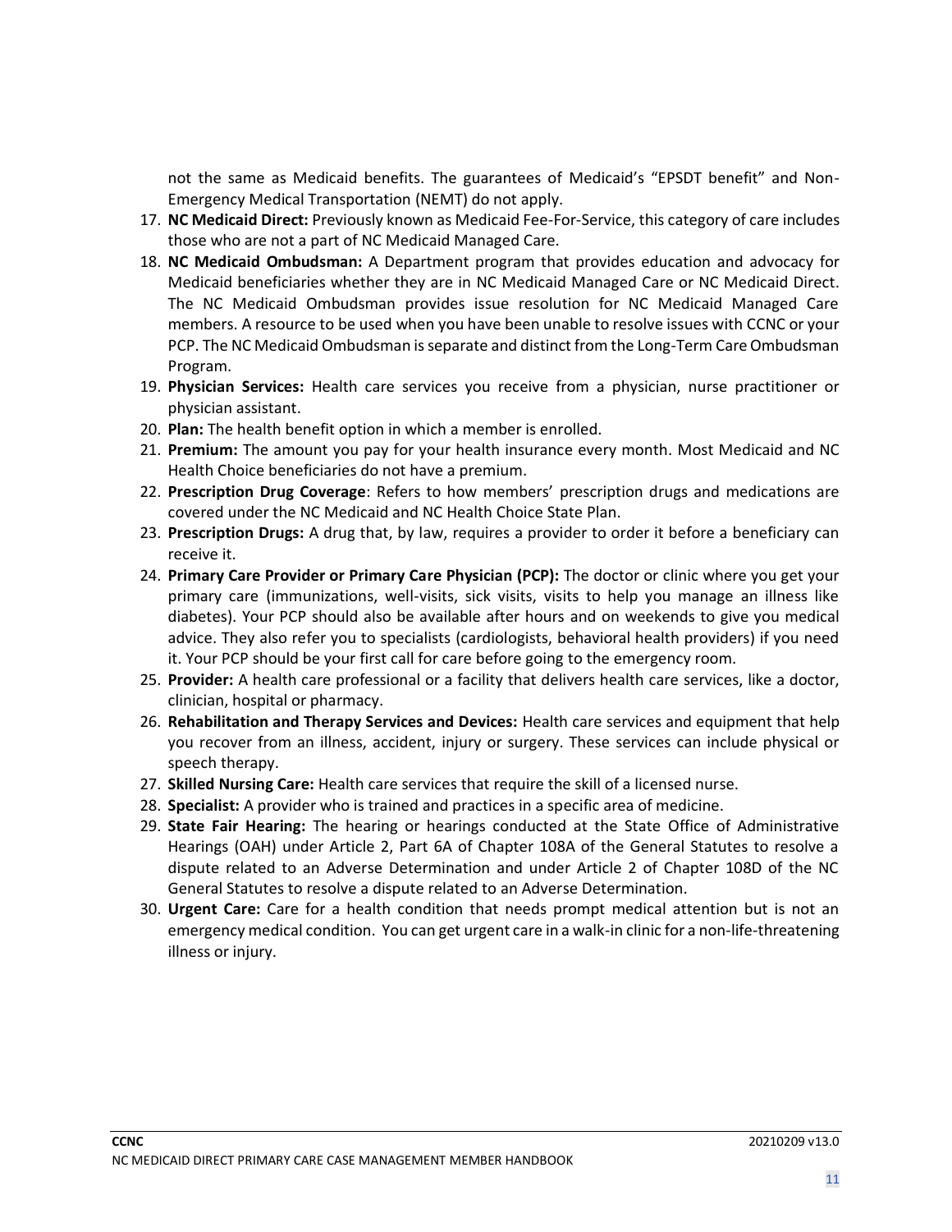not the same as Medicaid benefits. The guarantees of Medicaid's "EPSDT benefit" and Non-Emergency Medical Transportation (NEMT) do not apply.

17. **NC Medicaid Direct:** Previously known as Medicaid Fee-For-Service, this category of care includes those who are not a part of NC Medicaid Managed Care.
18. **NC Medicaid Ombudsman:** A Department program that provides education and advocacy for Medicaid beneficiaries whether they are in NC Medicaid Managed Care or NC Medicaid Direct. The NC Medicaid Ombudsman provides issue resolution for NC Medicaid Managed Care members. A resource to be used when you have been unable to resolve issues with CCNC or your PCP. The NC Medicaid Ombudsman is separate and distinct from the Long-Term Care Ombudsman Program.
19. **Physician Services:** Health care services you receive from a physician, nurse practitioner or physician assistant.
20. **Plan:** The health benefit option in which a member is enrolled.
21. **Premium:** The amount you pay for your health insurance every month. Most Medicaid and NC Health Choice beneficiaries do not have a premium.
22. **Prescription Drug Coverage**: Refers to how members' prescription drugs and medications are covered under the NC Medicaid and NC Health Choice State Plan.
23. **Prescription Drugs:** A drug that, by law, requires a provider to order it before a beneficiary can receive it.
24. **Primary Care Provider or Primary Care Physician (PCP):** The doctor or clinic where you get your primary care (immunizations, well-visits, sick visits, visits to help you manage an illness like diabetes). Your PCP should also be available after hours and on weekends to give you medical advice. They also refer you to specialists (cardiologists, behavioral health providers) if you need it. Your PCP should be your first call for care before going to the emergency room.
25. **Provider:** A health care professional or a facility that delivers health care services, like a doctor, clinician, hospital or pharmacy.
26. **Rehabilitation and Therapy Services and Devices:** Health care services and equipment that help you recover from an illness, accident, injury or surgery. These services can include physical or speech therapy.
27. **Skilled Nursing Care:** Health care services that require the skill of a licensed nurse.
28. **Specialist:** A provider who is trained and practices in a specific area of medicine.
29. **State Fair Hearing:** The hearing or hearings conducted at the State Office of Administrative Hearings (OAH) under Article 2, Part 6A of Chapter 108A of the General Statutes to resolve a dispute related to an Adverse Determination and under Article 2 of Chapter 108D of the NC General Statutes to resolve a dispute related to an Adverse Determination.
30. **Urgent Care:** Care for a health condition that needs prompt medical attention but is not an emergency medical condition. You can get urgent care in a walk-in clinic for a non-life-threatening illness or injury.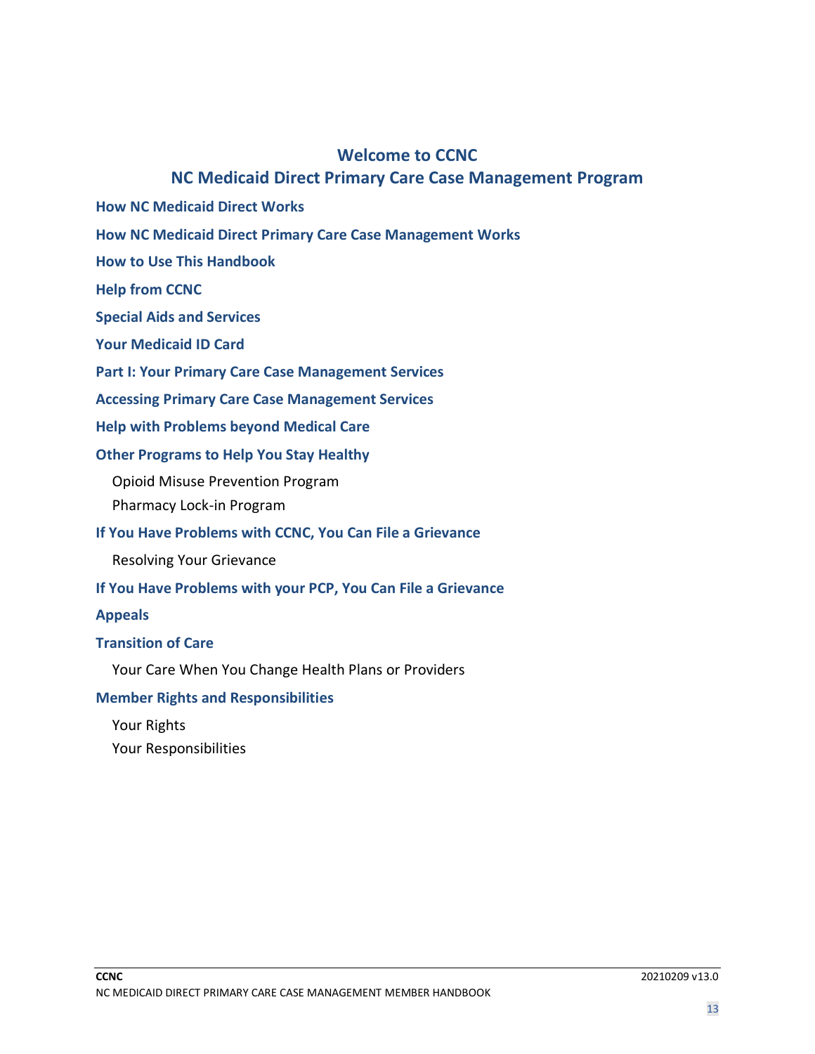# Welcome to CCNC
# NC Medicaid Direct Primary Care Case Management Program

**How NC Medicaid Direct Works**

**How NC Medicaid Direct Primary Care Case Management Works**

**How to Use This Handbook**

**Help from CCNC**

**Special Aids and Services**

**Your Medicaid ID Card**

**Part I: Your Primary Care Case Management Services**

**Accessing Primary Care Case Management Services**

**Help with Problems beyond Medical Care**

**Other Programs to Help You Stay Healthy**

- Opioid Misuse Prevention Program
- Pharmacy Lock-in Program

**If You Have Problems with CCNC, You Can File a Grievance**

- Resolving Your Grievance

**If You Have Problems with your PCP, You Can File a Grievance**

**Appeals**

**Transition of Care**

- Your Care When You Change Health Plans or Providers

**Member Rights and Responsibilities**

- Your Rights
- Your Responsibilities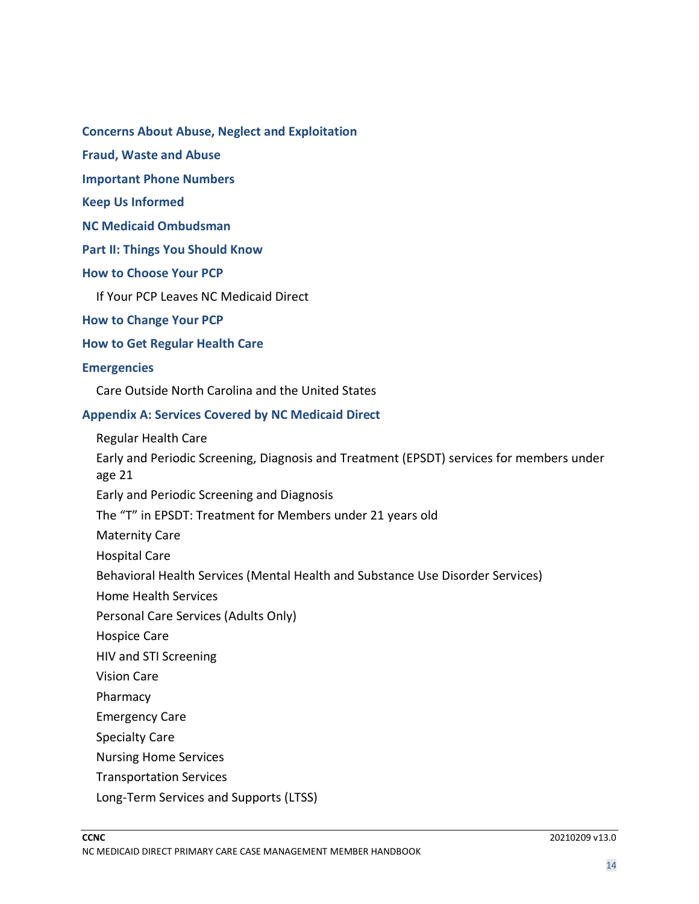**Concerns About Abuse, Neglect and Exploitation**

**Fraud, Waste and Abuse**

**Important Phone Numbers**

**Keep Us Informed**

**NC Medicaid Ombudsman**

**Part II: Things You Should Know**

**How to Choose Your PCP**

- If Your PCP Leaves NC Medicaid Direct

**How to Change Your PCP**

**How to Get Regular Health Care**

**Emergencies**

- Care Outside North Carolina and the United States

**Appendix A: Services Covered by NC Medicaid Direct**

- Regular Health Care
- Early and Periodic Screening, Diagnosis and Treatment (EPSDT) services for members under age 21
- Early and Periodic Screening and Diagnosis
- The "T" in EPSDT: Treatment for Members under 21 years old
- Maternity Care
- Hospital Care
- Behavioral Health Services (Mental Health and Substance Use Disorder Services)
- Home Health Services
- Personal Care Services (Adults Only)
- Hospice Care
- HIV and STI Screening
- Vision Care
- Pharmacy
- Emergency Care
- Specialty Care
- Nursing Home Services
- Transportation Services
- Long-Term Services and Supports (LTSS)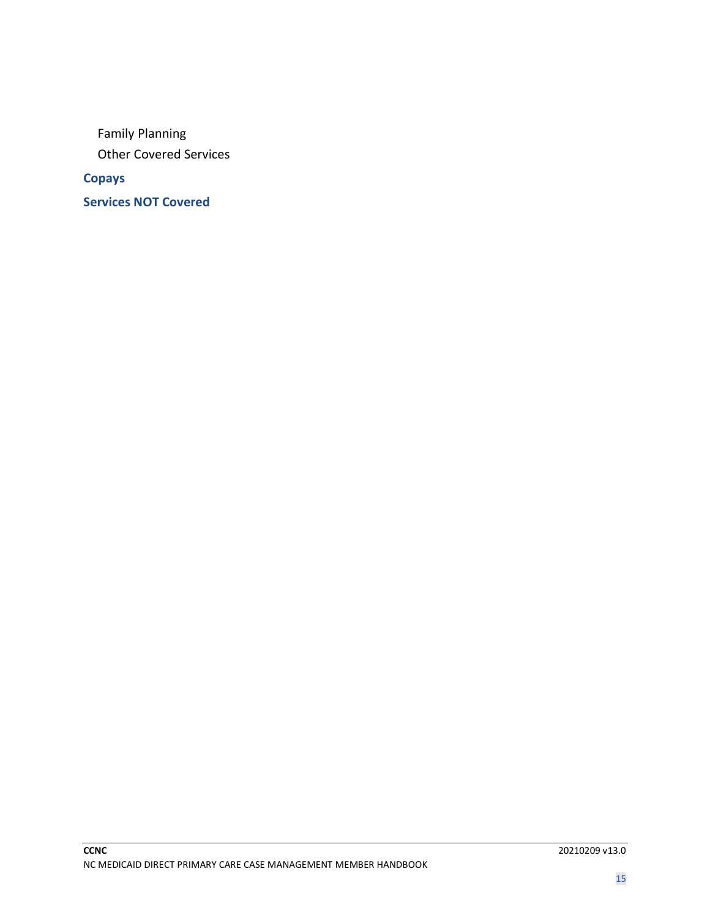Family Planning

Other Covered Services

**Copays**

**Services NOT Covered**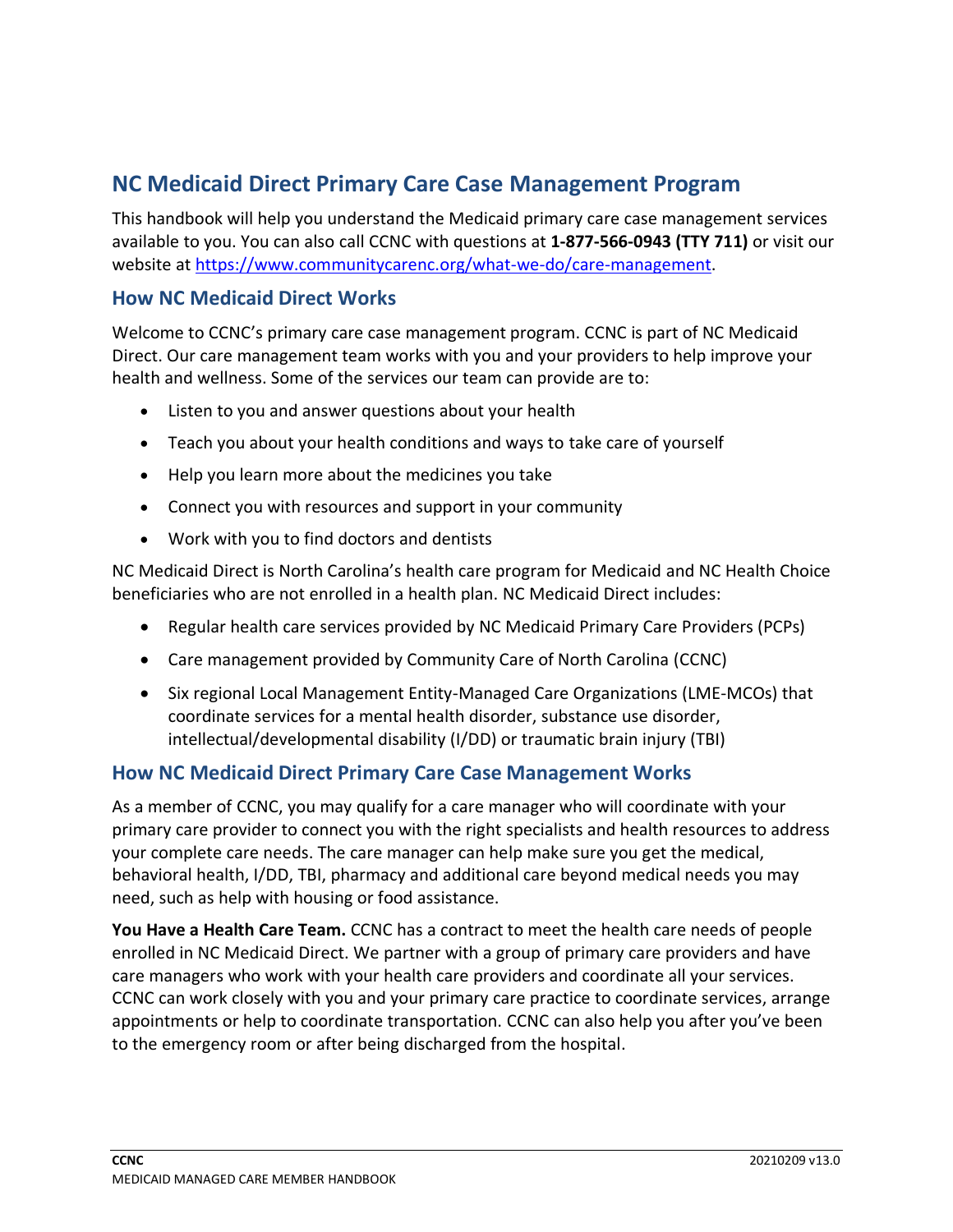## NC Medicaid Direct Primary Care Case Management Program

This handbook will help you understand the Medicaid primary care case management services available to you. You can also call CCNC with questions at **1-877-566-0943 (TTY 711)** or visit our website at [https://www.communitycarenc.org/what-we-do/care-management](https://www.communitycarenc.org/what-we-do/care-management).

### How NC Medicaid Direct Works

Welcome to CCNC's primary care case management program. CCNC is part of NC Medicaid Direct. Our care management team works with you and your providers to help improve your health and wellness. Some of the services our team can provide are to:

- Listen to you and answer questions about your health
- Teach you about your health conditions and ways to take care of yourself
- Help you learn more about the medicines you take
- Connect you with resources and support in your community
- Work with you to find doctors and dentists

NC Medicaid Direct is North Carolina's health care program for Medicaid and NC Health Choice beneficiaries who are not enrolled in a health plan. NC Medicaid Direct includes:

- Regular health care services provided by NC Medicaid Primary Care Providers (PCPs)
- Care management provided by Community Care of North Carolina (CCNC)
- Six regional Local Management Entity-Managed Care Organizations (LME-MCOs) that coordinate services for a mental health disorder, substance use disorder, intellectual/developmental disability (I/DD) or traumatic brain injury (TBI)

### How NC Medicaid Direct Primary Care Case Management Works

As a member of CCNC, you may qualify for a care manager who will coordinate with your primary care provider to connect you with the right specialists and health resources to address your complete care needs. The care manager can help make sure you get the medical, behavioral health, I/DD, TBI, pharmacy and additional care beyond medical needs you may need, such as help with housing or food assistance.

**You Have a Health Care Team.** CCNC has a contract to meet the health care needs of people enrolled in NC Medicaid Direct. We partner with a group of primary care providers and have care managers who work with your health care providers and coordinate all your services. CCNC can work closely with you and your primary care practice to coordinate services, arrange appointments or help to coordinate transportation. CCNC can also help you after you've been to the emergency room or after being discharged from the hospital.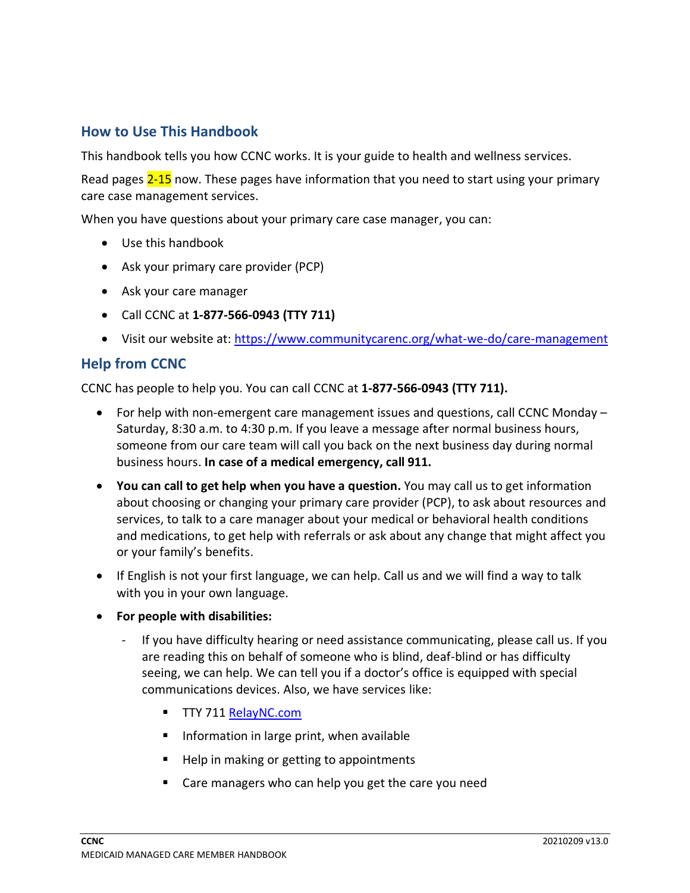## How to Use This Handbook

This handbook tells you how CCNC works. It is your guide to health and wellness services.

Read pages 2-15 now. These pages have information that you need to start using your primary care case management services.

When you have questions about your primary care case manager, you can:

- Use this handbook
- Ask your primary care provider (PCP)
- Ask your care manager
- Call CCNC at **1-877-566-0943 (TTY 711)**
- Visit our website at: https://www.communitycarenc.org/what-we-do/care-management

## Help from CCNC

CCNC has people to help you. You can call CCNC at **1-877-566-0943 (TTY 711).**

- For help with non-emergent care management issues and questions, call CCNC Monday – Saturday, 8:30 a.m. to 4:30 p.m. If you leave a message after normal business hours, someone from our care team will call you back on the next business day during normal business hours. **In case of a medical emergency, call 911.**
- **You can call to get help when you have a question.** You may call us to get information about choosing or changing your primary care provider (PCP), to ask about resources and services, to talk to a care manager about your medical or behavioral health conditions and medications, to get help with referrals or ask about any change that might affect you or your family's benefits.
- If English is not your first language, we can help. Call us and we will find a way to talk with you in your own language.
- **For people with disabilities:**
  - If you have difficulty hearing or need assistance communicating, please call us. If you are reading this on behalf of someone who is blind, deaf-blind or has difficulty seeing, we can help. We can tell you if a doctor's office is equipped with special communications devices. Also, we have services like:
    - TTY 711 RelayNC.com
    - Information in large print, when available
    - Help in making or getting to appointments
    - Care managers who can help you get the care you need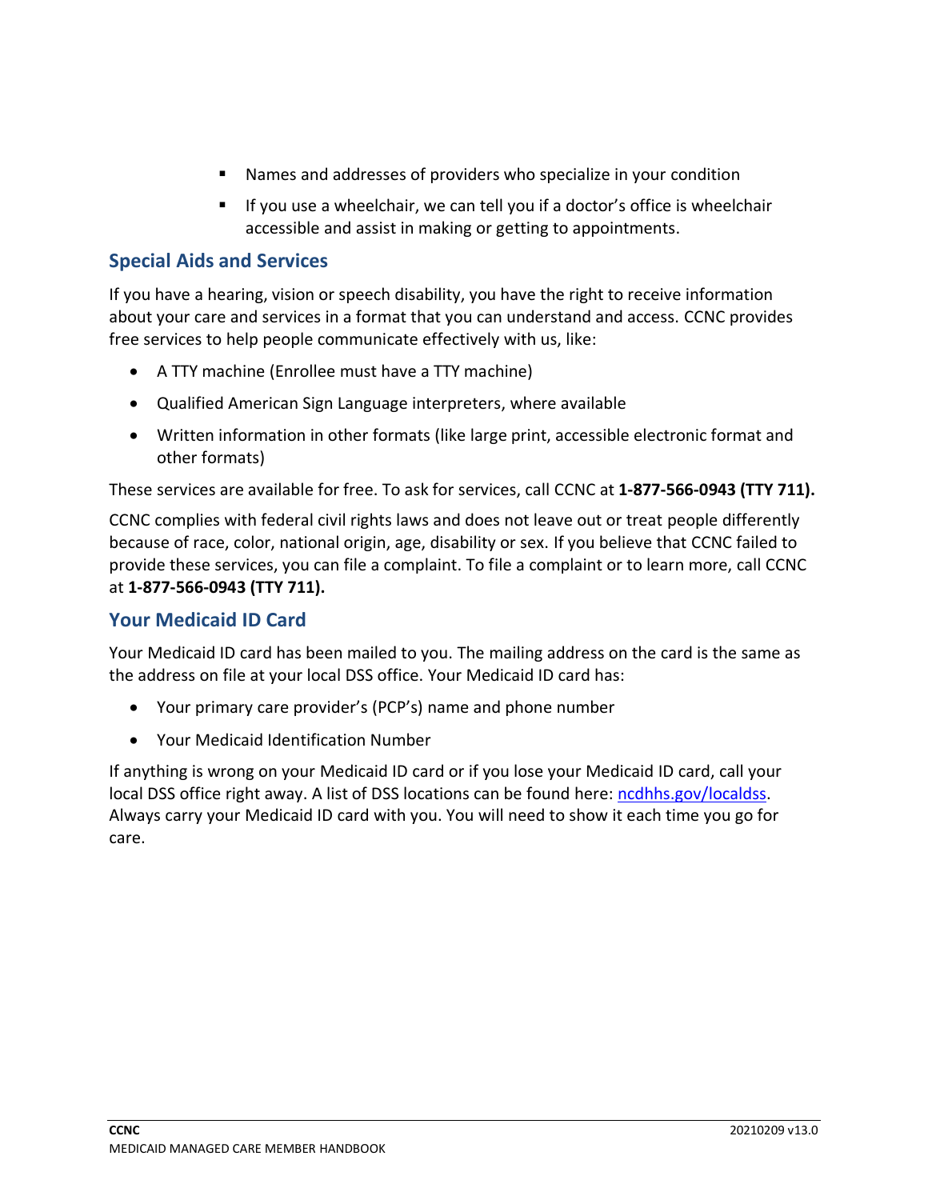- Names and addresses of providers who specialize in your condition
- If you use a wheelchair, we can tell you if a doctor's office is wheelchair accessible and assist in making or getting to appointments.

## Special Aids and Services

If you have a hearing, vision or speech disability, you have the right to receive information about your care and services in a format that you can understand and access. CCNC provides free services to help people communicate effectively with us, like:

- A TTY machine (Enrollee must have a TTY machine)
- Qualified American Sign Language interpreters, where available
- Written information in other formats (like large print, accessible electronic format and other formats)

These services are available for free. To ask for services, call CCNC at **1-877-566-0943 (TTY 711).**

CCNC complies with federal civil rights laws and does not leave out or treat people differently because of race, color, national origin, age, disability or sex. If you believe that CCNC failed to provide these services, you can file a complaint. To file a complaint or to learn more, call CCNC at **1-877-566-0943 (TTY 711).**

## Your Medicaid ID Card

Your Medicaid ID card has been mailed to you. The mailing address on the card is the same as the address on file at your local DSS office. Your Medicaid ID card has:

- Your primary care provider's (PCP's) name and phone number
- Your Medicaid Identification Number

If anything is wrong on your Medicaid ID card or if you lose your Medicaid ID card, call your local DSS office right away. A list of DSS locations can be found here: ncdhhs.gov/localdss. Always carry your Medicaid ID card with you. You will need to show it each time you go for care.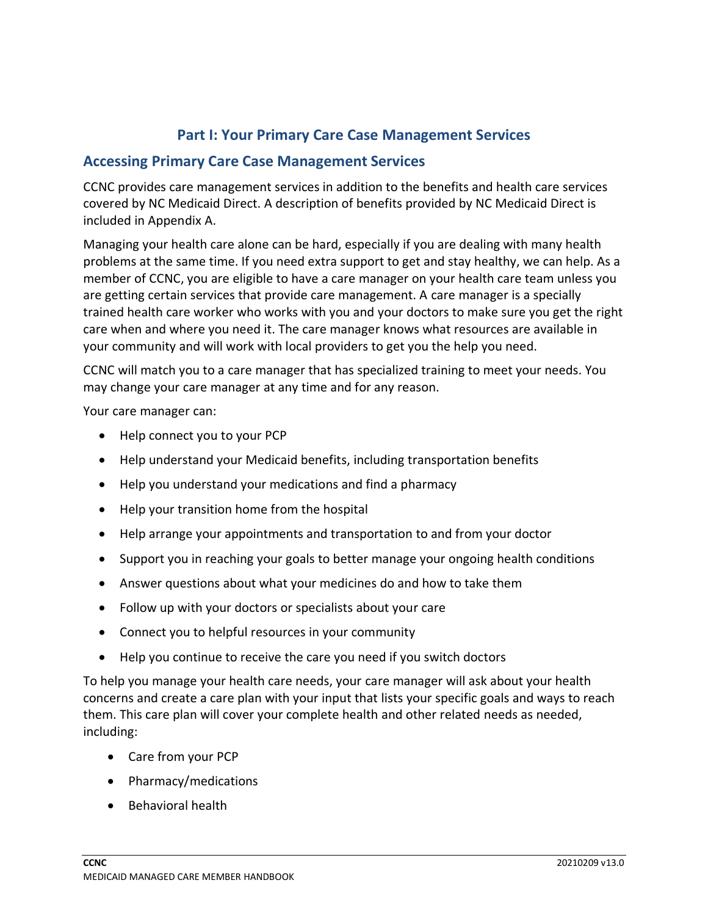# Part I: Your Primary Care Case Management Services

## Accessing Primary Care Case Management Services

CCNC provides care management services in addition to the benefits and health care services covered by NC Medicaid Direct. A description of benefits provided by NC Medicaid Direct is included in Appendix A.

Managing your health care alone can be hard, especially if you are dealing with many health problems at the same time. If you need extra support to get and stay healthy, we can help. As a member of CCNC, you are eligible to have a care manager on your health care team unless you are getting certain services that provide care management. A care manager is a specially trained health care worker who works with you and your doctors to make sure you get the right care when and where you need it. The care manager knows what resources are available in your community and will work with local providers to get you the help you need.

CCNC will match you to a care manager that has specialized training to meet your needs. You may change your care manager at any time and for any reason.

Your care manager can:

- Help connect you to your PCP
- Help understand your Medicaid benefits, including transportation benefits
- Help you understand your medications and find a pharmacy
- Help your transition home from the hospital
- Help arrange your appointments and transportation to and from your doctor
- Support you in reaching your goals to better manage your ongoing health conditions
- Answer questions about what your medicines do and how to take them
- Follow up with your doctors or specialists about your care
- Connect you to helpful resources in your community
- Help you continue to receive the care you need if you switch doctors

To help you manage your health care needs, your care manager will ask about your health concerns and create a care plan with your input that lists your specific goals and ways to reach them. This care plan will cover your complete health and other related needs as needed, including:

- Care from your PCP
- Pharmacy/medications
- Behavioral health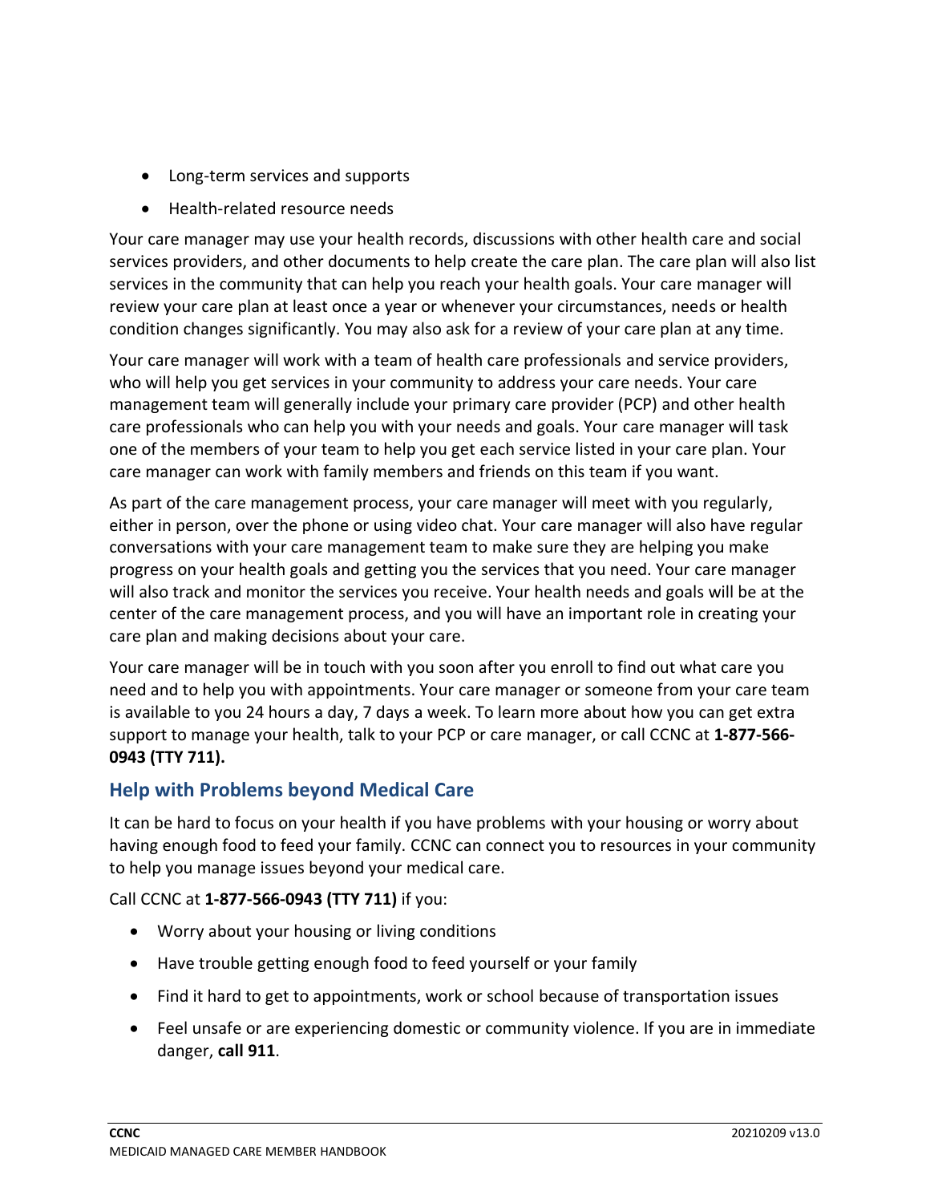- Long-term services and supports
- Health-related resource needs

Your care manager may use your health records, discussions with other health care and social services providers, and other documents to help create the care plan. The care plan will also list services in the community that can help you reach your health goals. Your care manager will review your care plan at least once a year or whenever your circumstances, needs or health condition changes significantly. You may also ask for a review of your care plan at any time.

Your care manager will work with a team of health care professionals and service providers, who will help you get services in your community to address your care needs. Your care management team will generally include your primary care provider (PCP) and other health care professionals who can help you with your needs and goals. Your care manager will task one of the members of your team to help you get each service listed in your care plan. Your care manager can work with family members and friends on this team if you want.

As part of the care management process, your care manager will meet with you regularly, either in person, over the phone or using video chat. Your care manager will also have regular conversations with your care management team to make sure they are helping you make progress on your health goals and getting you the services that you need. Your care manager will also track and monitor the services you receive. Your health needs and goals will be at the center of the care management process, and you will have an important role in creating your care plan and making decisions about your care.

Your care manager will be in touch with you soon after you enroll to find out what care you need and to help you with appointments. Your care manager or someone from your care team is available to you 24 hours a day, 7 days a week. To learn more about how you can get extra support to manage your health, talk to your PCP or care manager, or call CCNC at **1-877-566-0943 (TTY 711).**

## Help with Problems beyond Medical Care

It can be hard to focus on your health if you have problems with your housing or worry about having enough food to feed your family. CCNC can connect you to resources in your community to help you manage issues beyond your medical care.

Call CCNC at **1-877-566-0943 (TTY 711)** if you:

- Worry about your housing or living conditions
- Have trouble getting enough food to feed yourself or your family
- Find it hard to get to appointments, work or school because of transportation issues
- Feel unsafe or are experiencing domestic or community violence. If you are in immediate danger, **call 911**.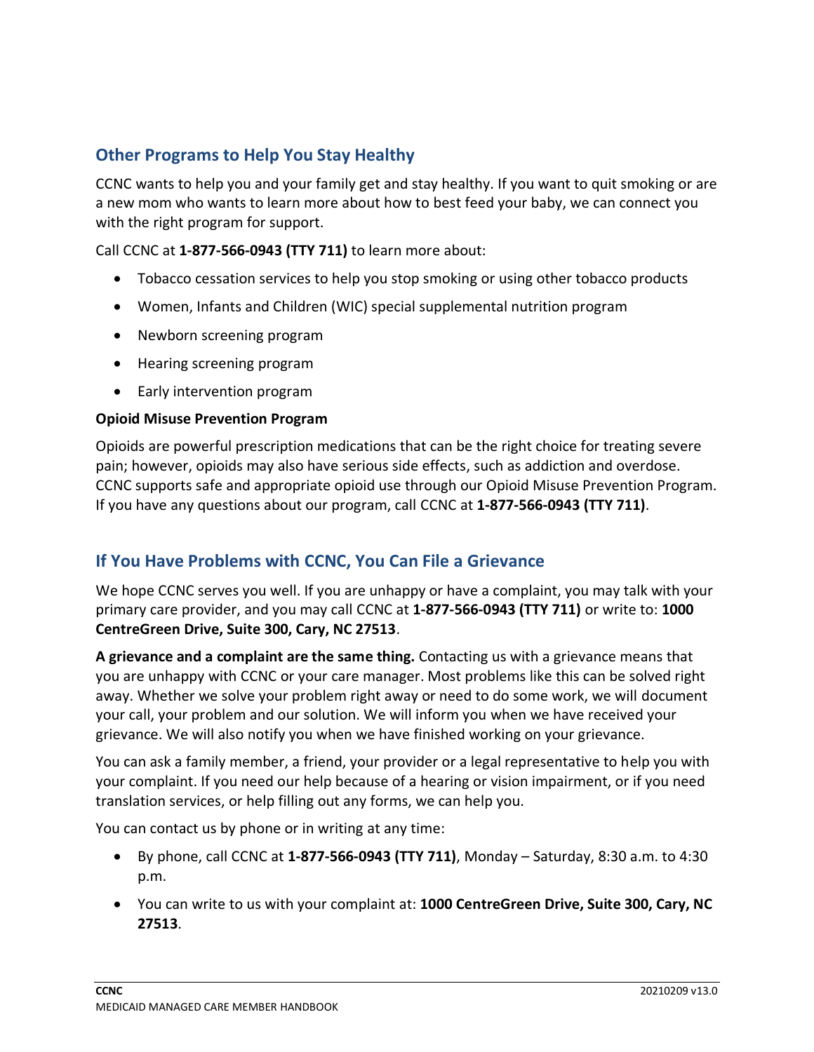## Other Programs to Help You Stay Healthy

CCNC wants to help you and your family get and stay healthy. If you want to quit smoking or are a new mom who wants to learn more about how to best feed your baby, we can connect you with the right program for support.

Call CCNC at **1-877-566-0943 (TTY 711)** to learn more about:

- Tobacco cessation services to help you stop smoking or using other tobacco products
- Women, Infants and Children (WIC) special supplemental nutrition program
- Newborn screening program
- Hearing screening program
- Early intervention program

**Opioid Misuse Prevention Program**

Opioids are powerful prescription medications that can be the right choice for treating severe pain; however, opioids may also have serious side effects, such as addiction and overdose. CCNC supports safe and appropriate opioid use through our Opioid Misuse Prevention Program. If you have any questions about our program, call CCNC at **1-877-566-0943 (TTY 711)**.

## If You Have Problems with CCNC, You Can File a Grievance

We hope CCNC serves you well. If you are unhappy or have a complaint, you may talk with your primary care provider, and you may call CCNC at **1-877-566-0943 (TTY 711)** or write to: **1000 CentreGreen Drive, Suite 300, Cary, NC 27513**.

**A grievance and a complaint are the same thing.** Contacting us with a grievance means that you are unhappy with CCNC or your care manager. Most problems like this can be solved right away. Whether we solve your problem right away or need to do some work, we will document your call, your problem and our solution. We will inform you when we have received your grievance. We will also notify you when we have finished working on your grievance.

You can ask a family member, a friend, your provider or a legal representative to help you with your complaint. If you need our help because of a hearing or vision impairment, or if you need translation services, or help filling out any forms, we can help you.

You can contact us by phone or in writing at any time:

- By phone, call CCNC at **1-877-566-0943 (TTY 711)**, Monday – Saturday, 8:30 a.m. to 4:30 p.m.
- You can write to us with your complaint at: **1000 CentreGreen Drive, Suite 300, Cary, NC 27513**.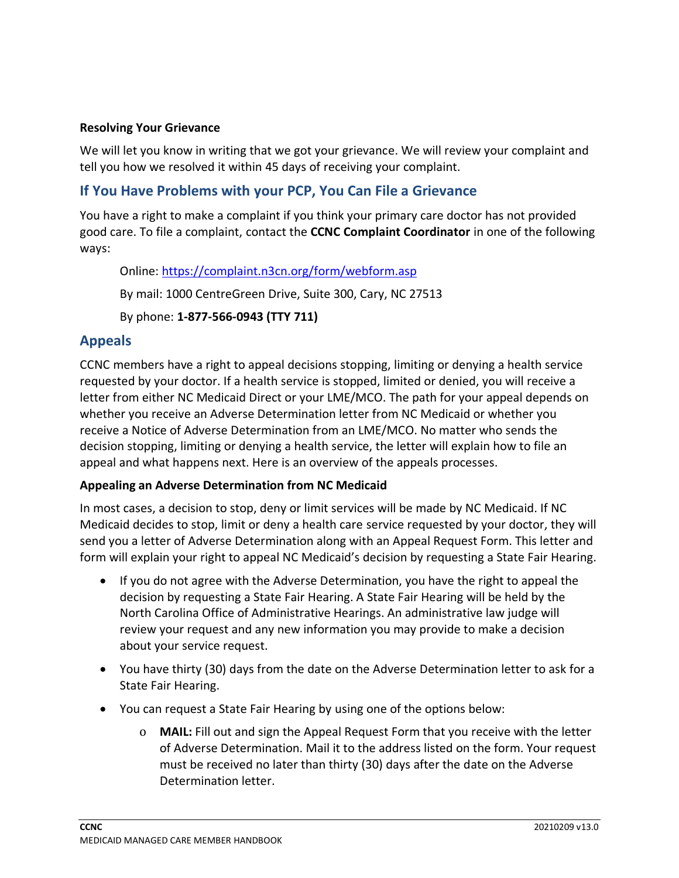**Resolving Your Grievance**

We will let you know in writing that we got your grievance. We will review your complaint and tell you how we resolved it within 45 days of receiving your complaint.

## If You Have Problems with your PCP, You Can File a Grievance

You have a right to make a complaint if you think your primary care doctor has not provided good care. To file a complaint, contact the **CCNC Complaint Coordinator** in one of the following ways:

Online: https://complaint.n3cn.org/form/webform.asp

By mail: 1000 CentreGreen Drive, Suite 300, Cary, NC 27513

By phone: **1-877-566-0943 (TTY 711)**

## Appeals

CCNC members have a right to appeal decisions stopping, limiting or denying a health service requested by your doctor. If a health service is stopped, limited or denied, you will receive a letter from either NC Medicaid Direct or your LME/MCO. The path for your appeal depends on whether you receive an Adverse Determination letter from NC Medicaid or whether you receive a Notice of Adverse Determination from an LME/MCO. No matter who sends the decision stopping, limiting or denying a health service, the letter will explain how to file an appeal and what happens next. Here is an overview of the appeals processes.

**Appealing an Adverse Determination from NC Medicaid**

In most cases, a decision to stop, deny or limit services will be made by NC Medicaid. If NC Medicaid decides to stop, limit or deny a health care service requested by your doctor, they will send you a letter of Adverse Determination along with an Appeal Request Form. This letter and form will explain your right to appeal NC Medicaid's decision by requesting a State Fair Hearing.

- If you do not agree with the Adverse Determination, you have the right to appeal the decision by requesting a State Fair Hearing. A State Fair Hearing will be held by the North Carolina Office of Administrative Hearings. An administrative law judge will review your request and any new information you may provide to make a decision about your service request.
- You have thirty (30) days from the date on the Adverse Determination letter to ask for a State Fair Hearing.
- You can request a State Fair Hearing by using one of the options below:
    - **MAIL:** Fill out and sign the Appeal Request Form that you receive with the letter of Adverse Determination. Mail it to the address listed on the form. Your request must be received no later than thirty (30) days after the date on the Adverse Determination letter.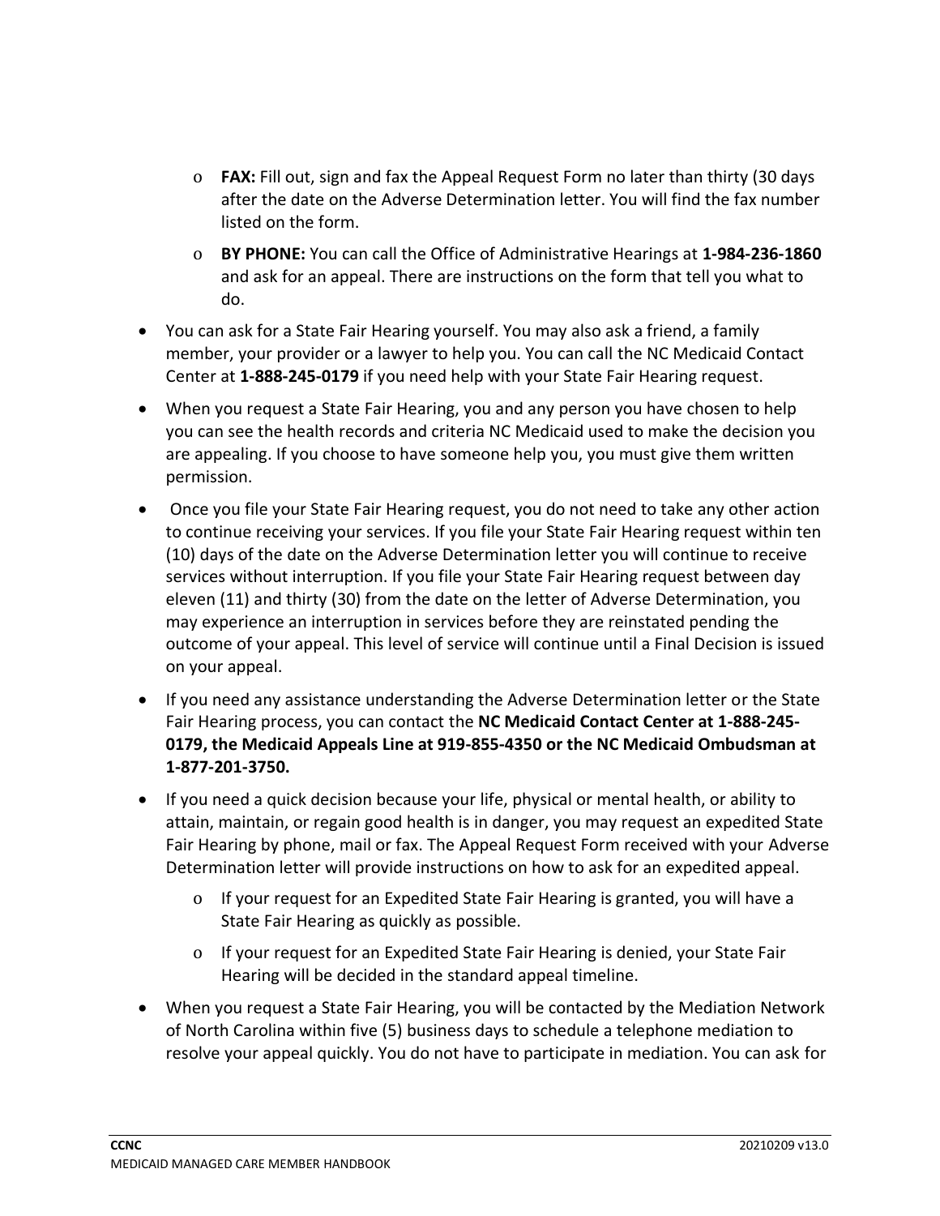- **FAX:** Fill out, sign and fax the Appeal Request Form no later than thirty (30 days after the date on the Adverse Determination letter. You will find the fax number listed on the form.
  - **BY PHONE:** You can call the Office of Administrative Hearings at **1-984-236-1860** and ask for an appeal. There are instructions on the form that tell you what to do.
- You can ask for a State Fair Hearing yourself. You may also ask a friend, a family member, your provider or a lawyer to help you. You can call the NC Medicaid Contact Center at **1-888-245-0179** if you need help with your State Fair Hearing request.
- When you request a State Fair Hearing, you and any person you have chosen to help you can see the health records and criteria NC Medicaid used to make the decision you are appealing. If you choose to have someone help you, you must give them written permission.
- Once you file your State Fair Hearing request, you do not need to take any other action to continue receiving your services. If you file your State Fair Hearing request within ten (10) days of the date on the Adverse Determination letter you will continue to receive services without interruption. If you file your State Fair Hearing request between day eleven (11) and thirty (30) from the date on the letter of Adverse Determination, you may experience an interruption in services before they are reinstated pending the outcome of your appeal. This level of service will continue until a Final Decision is issued on your appeal.
- If you need any assistance understanding the Adverse Determination letter or the State Fair Hearing process, you can contact the **NC Medicaid Contact Center at 1-888-245-0179, the Medicaid Appeals Line at 919-855-4350 or the NC Medicaid Ombudsman at 1-877-201-3750.**
- If you need a quick decision because your life, physical or mental health, or ability to attain, maintain, or regain good health is in danger, you may request an expedited State Fair Hearing by phone, mail or fax. The Appeal Request Form received with your Adverse Determination letter will provide instructions on how to ask for an expedited appeal.
  - If your request for an Expedited State Fair Hearing is granted, you will have a State Fair Hearing as quickly as possible.
  - If your request for an Expedited State Fair Hearing is denied, your State Fair Hearing will be decided in the standard appeal timeline.
- When you request a State Fair Hearing, you will be contacted by the Mediation Network of North Carolina within five (5) business days to schedule a telephone mediation to resolve your appeal quickly. You do not have to participate in mediation. You can ask for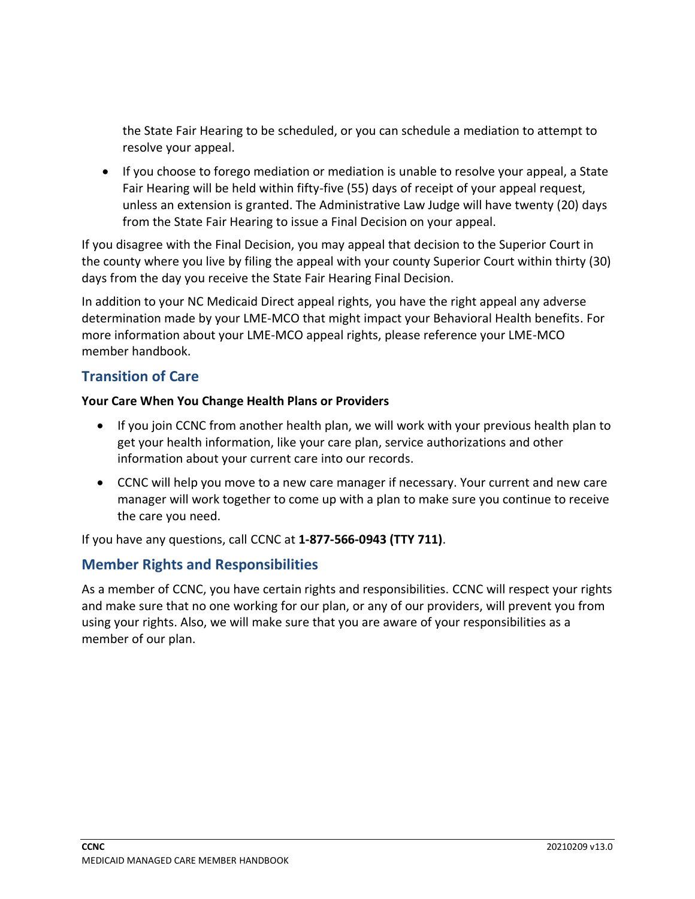the State Fair Hearing to be scheduled, or you can schedule a mediation to attempt to resolve your appeal.

- If you choose to forego mediation or mediation is unable to resolve your appeal, a State Fair Hearing will be held within fifty-five (55) days of receipt of your appeal request, unless an extension is granted. The Administrative Law Judge will have twenty (20) days from the State Fair Hearing to issue a Final Decision on your appeal.

If you disagree with the Final Decision, you may appeal that decision to the Superior Court in the county where you live by filing the appeal with your county Superior Court within thirty (30) days from the day you receive the State Fair Hearing Final Decision.

In addition to your NC Medicaid Direct appeal rights, you have the right appeal any adverse determination made by your LME-MCO that might impact your Behavioral Health benefits. For more information about your LME-MCO appeal rights, please reference your LME-MCO member handbook.

## Transition of Care

**Your Care When You Change Health Plans or Providers**

- If you join CCNC from another health plan, we will work with your previous health plan to get your health information, like your care plan, service authorizations and other information about your current care into our records.
- CCNC will help you move to a new care manager if necessary. Your current and new care manager will work together to come up with a plan to make sure you continue to receive the care you need.

If you have any questions, call CCNC at **1-877-566-0943 (TTY 711)**.

## Member Rights and Responsibilities

As a member of CCNC, you have certain rights and responsibilities. CCNC will respect your rights and make sure that no one working for our plan, or any of our providers, will prevent you from using your rights. Also, we will make sure that you are aware of your responsibilities as a member of our plan.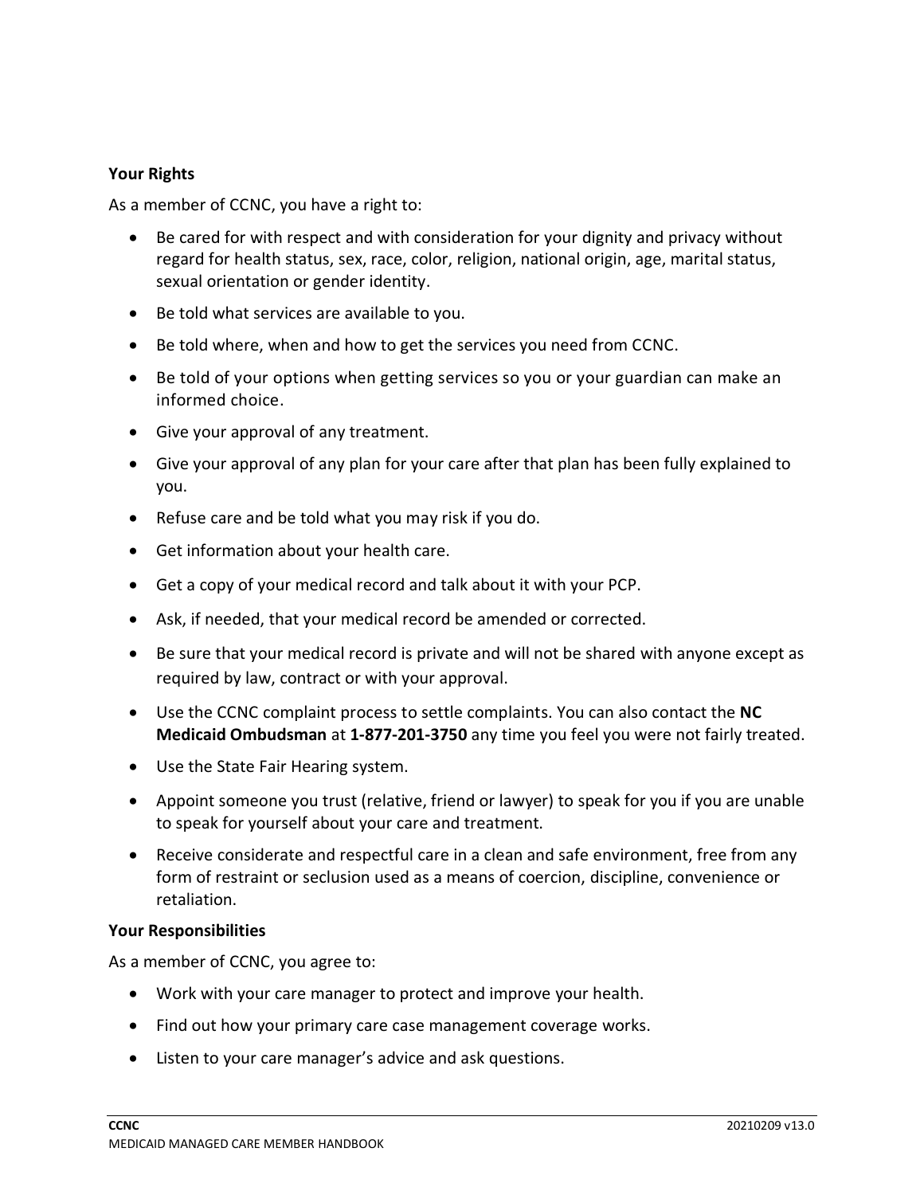**Your Rights**

As a member of CCNC, you have a right to:

- Be cared for with respect and with consideration for your dignity and privacy without regard for health status, sex, race, color, religion, national origin, age, marital status, sexual orientation or gender identity.
- Be told what services are available to you.
- Be told where, when and how to get the services you need from CCNC.
- Be told of your options when getting services so you or your guardian can make an informed choice.
- Give your approval of any treatment.
- Give your approval of any plan for your care after that plan has been fully explained to you.
- Refuse care and be told what you may risk if you do.
- Get information about your health care.
- Get a copy of your medical record and talk about it with your PCP.
- Ask, if needed, that your medical record be amended or corrected.
- Be sure that your medical record is private and will not be shared with anyone except as required by law, contract or with your approval.
- Use the CCNC complaint process to settle complaints. You can also contact the **NC Medicaid Ombudsman** at **1-877-201-3750** any time you feel you were not fairly treated.
- Use the State Fair Hearing system.
- Appoint someone you trust (relative, friend or lawyer) to speak for you if you are unable to speak for yourself about your care and treatment.
- Receive considerate and respectful care in a clean and safe environment, free from any form of restraint or seclusion used as a means of coercion, discipline, convenience or retaliation.

**Your Responsibilities**

As a member of CCNC, you agree to:

- Work with your care manager to protect and improve your health.
- Find out how your primary care case management coverage works.
- Listen to your care manager's advice and ask questions.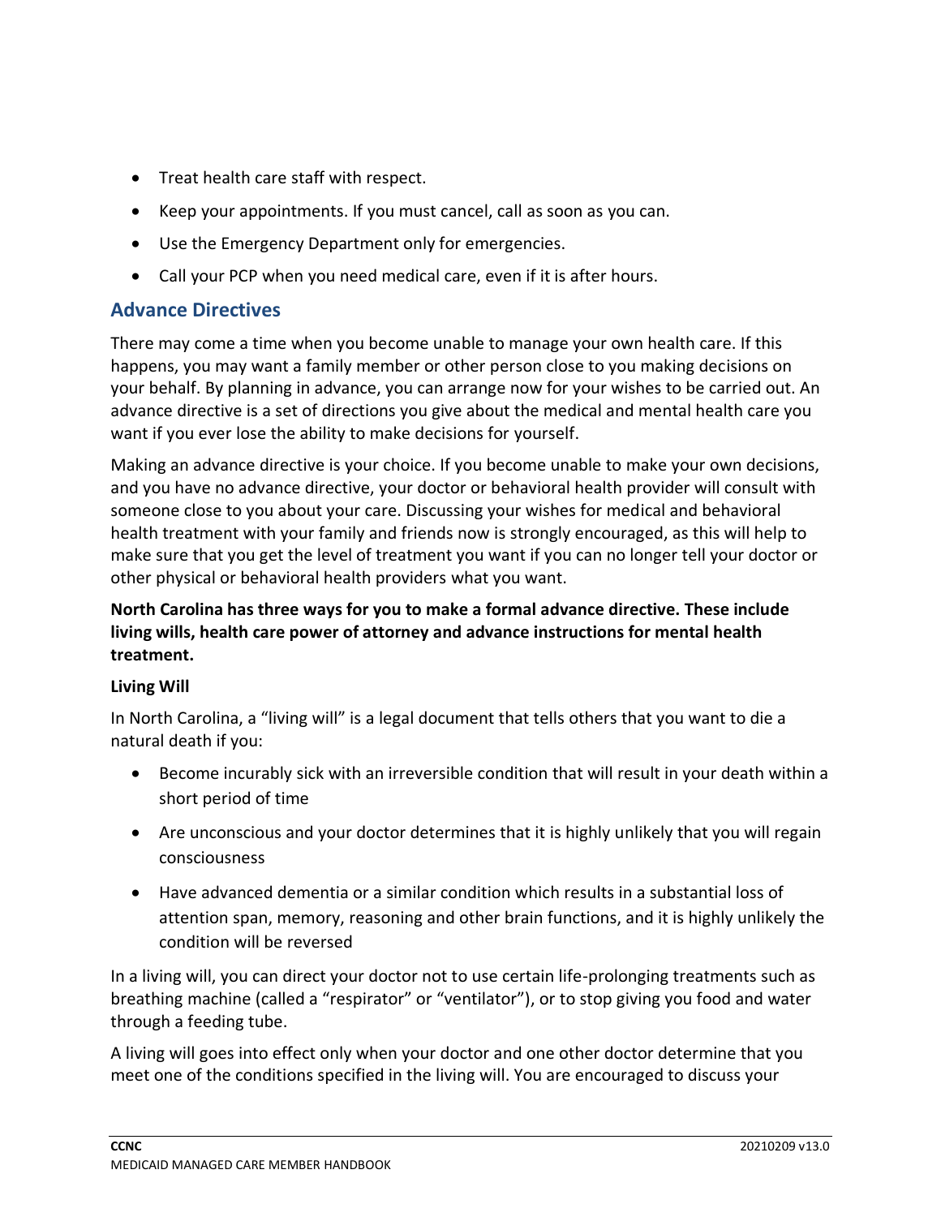- Treat health care staff with respect.
- Keep your appointments. If you must cancel, call as soon as you can.
- Use the Emergency Department only for emergencies.
- Call your PCP when you need medical care, even if it is after hours.

## Advance Directives

There may come a time when you become unable to manage your own health care. If this happens, you may want a family member or other person close to you making decisions on your behalf. By planning in advance, you can arrange now for your wishes to be carried out. An advance directive is a set of directions you give about the medical and mental health care you want if you ever lose the ability to make decisions for yourself.

Making an advance directive is your choice. If you become unable to make your own decisions, and you have no advance directive, your doctor or behavioral health provider will consult with someone close to you about your care. Discussing your wishes for medical and behavioral health treatment with your family and friends now is strongly encouraged, as this will help to make sure that you get the level of treatment you want if you can no longer tell your doctor or other physical or behavioral health providers what you want.

**North Carolina has three ways for you to make a formal advance directive. These include living wills, health care power of attorney and advance instructions for mental health treatment.**

**Living Will**

In North Carolina, a "living will" is a legal document that tells others that you want to die a natural death if you:

- Become incurably sick with an irreversible condition that will result in your death within a short period of time
- Are unconscious and your doctor determines that it is highly unlikely that you will regain consciousness
- Have advanced dementia or a similar condition which results in a substantial loss of attention span, memory, reasoning and other brain functions, and it is highly unlikely the condition will be reversed

In a living will, you can direct your doctor not to use certain life-prolonging treatments such as breathing machine (called a "respirator" or "ventilator"), or to stop giving you food and water through a feeding tube.

A living will goes into effect only when your doctor and one other doctor determine that you meet one of the conditions specified in the living will. You are encouraged to discuss your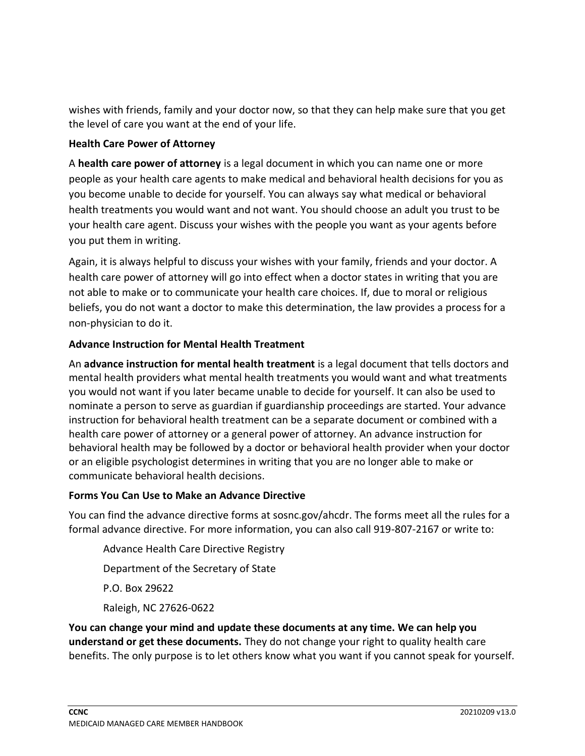wishes with friends, family and your doctor now, so that they can help make sure that you get the level of care you want at the end of your life.

**Health Care Power of Attorney**

A **health care power of attorney** is a legal document in which you can name one or more people as your health care agents to make medical and behavioral health decisions for you as you become unable to decide for yourself. You can always say what medical or behavioral health treatments you would want and not want. You should choose an adult you trust to be your health care agent. Discuss your wishes with the people you want as your agents before you put them in writing.

Again, it is always helpful to discuss your wishes with your family, friends and your doctor. A health care power of attorney will go into effect when a doctor states in writing that you are not able to make or to communicate your health care choices. If, due to moral or religious beliefs, you do not want a doctor to make this determination, the law provides a process for a non-physician to do it.

**Advance Instruction for Mental Health Treatment**

An **advance instruction for mental health treatment** is a legal document that tells doctors and mental health providers what mental health treatments you would want and what treatments you would not want if you later became unable to decide for yourself. It can also be used to nominate a person to serve as guardian if guardianship proceedings are started. Your advance instruction for behavioral health treatment can be a separate document or combined with a health care power of attorney or a general power of attorney. An advance instruction for behavioral health may be followed by a doctor or behavioral health provider when your doctor or an eligible psychologist determines in writing that you are no longer able to make or communicate behavioral health decisions.

**Forms You Can Use to Make an Advance Directive**

You can find the advance directive forms at sosnc.gov/ahcdr. The forms meet all the rules for a formal advance directive. For more information, you can also call 919-807-2167 or write to:

Advance Health Care Directive Registry

Department of the Secretary of State

P.O. Box 29622

Raleigh, NC 27626-0622

**You can change your mind and update these documents at any time. We can help you understand or get these documents.** They do not change your right to quality health care benefits. The only purpose is to let others know what you want if you cannot speak for yourself.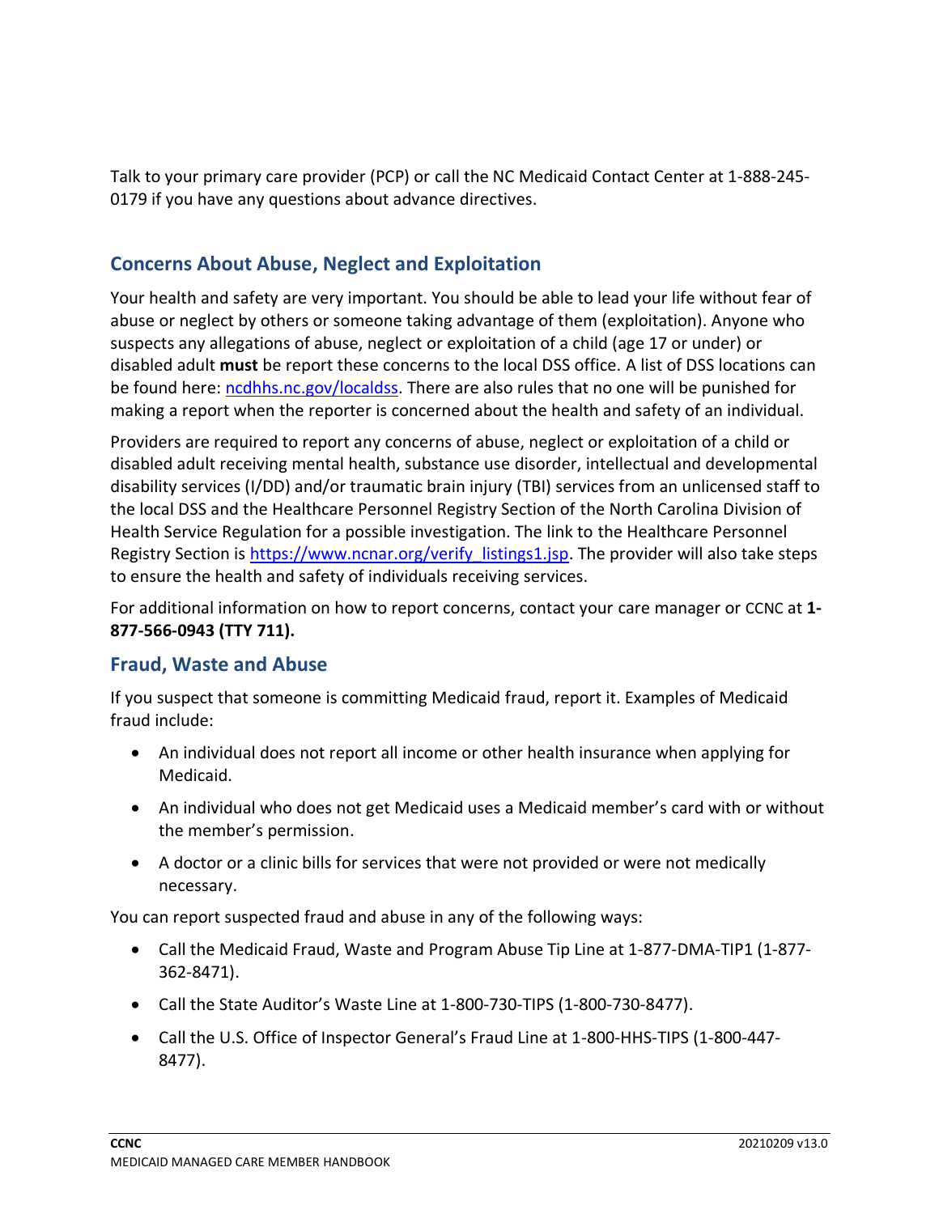Talk to your primary care provider (PCP) or call the NC Medicaid Contact Center at 1-888-245-0179 if you have any questions about advance directives.

## Concerns About Abuse, Neglect and Exploitation

Your health and safety are very important. You should be able to lead your life without fear of abuse or neglect by others or someone taking advantage of them (exploitation). Anyone who suspects any allegations of abuse, neglect or exploitation of a child (age 17 or under) or disabled adult **must** be report these concerns to the local DSS office. A list of DSS locations can be found here: [ncdhhs.nc.gov/localdss](ncdhhs.nc.gov/localdss). There are also rules that no one will be punished for making a report when the reporter is concerned about the health and safety of an individual.

Providers are required to report any concerns of abuse, neglect or exploitation of a child or disabled adult receiving mental health, substance use disorder, intellectual and developmental disability services (I/DD) and/or traumatic brain injury (TBI) services from an unlicensed staff to the local DSS and the Healthcare Personnel Registry Section of the North Carolina Division of Health Service Regulation for a possible investigation. The link to the Healthcare Personnel Registry Section is [https://www.ncnar.org/verify_listings1.jsp](https://www.ncnar.org/verify_listings1.jsp). The provider will also take steps to ensure the health and safety of individuals receiving services.

For additional information on how to report concerns, contact your care manager or CCNC at **1-877-566-0943 (TTY 711).**

## Fraud, Waste and Abuse

If you suspect that someone is committing Medicaid fraud, report it. Examples of Medicaid fraud include:

- An individual does not report all income or other health insurance when applying for Medicaid.
- An individual who does not get Medicaid uses a Medicaid member's card with or without the member's permission.
- A doctor or a clinic bills for services that were not provided or were not medically necessary.

You can report suspected fraud and abuse in any of the following ways:

- Call the Medicaid Fraud, Waste and Program Abuse Tip Line at 1-877-DMA-TIP1 (1-877-362-8471).
- Call the State Auditor's Waste Line at 1-800-730-TIPS (1-800-730-8477).
- Call the U.S. Office of Inspector General's Fraud Line at 1-800-HHS-TIPS (1-800-447-8477).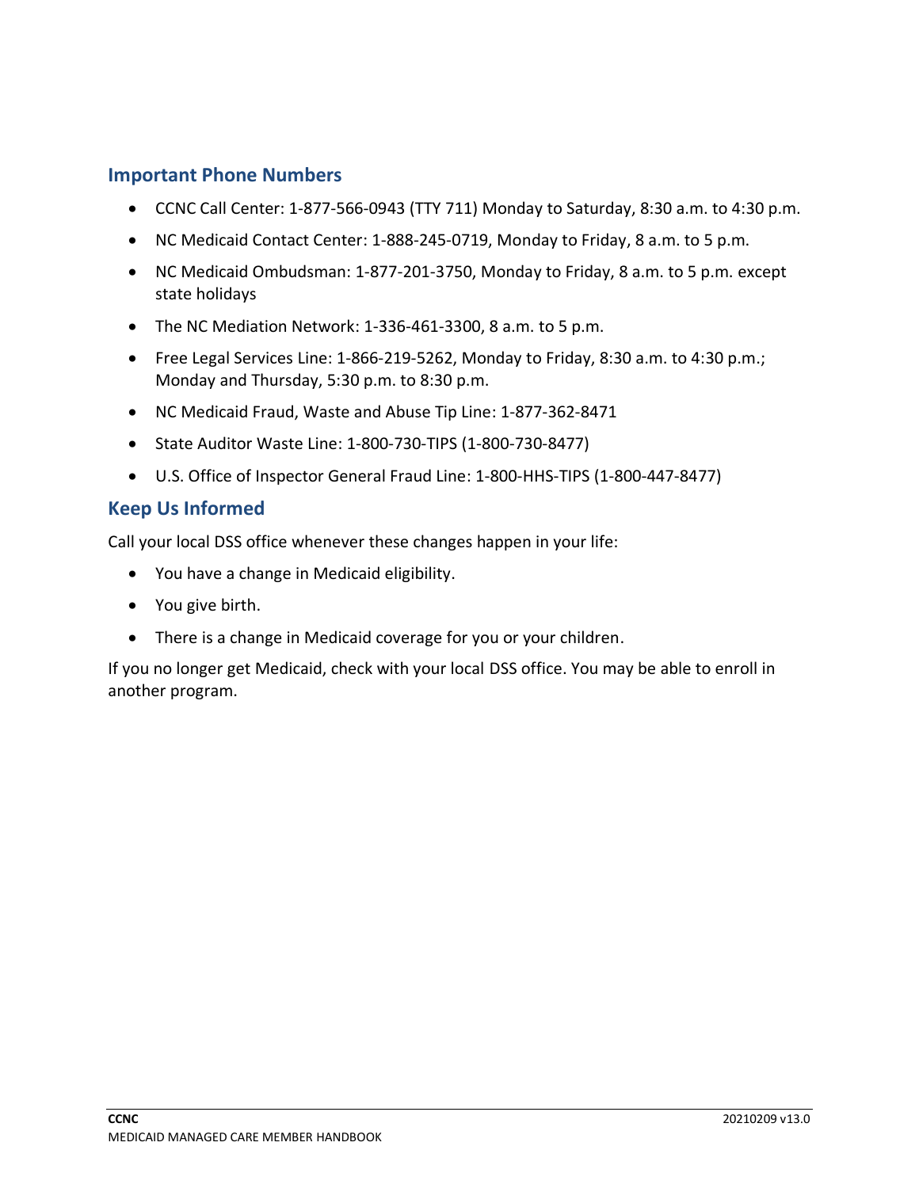## Important Phone Numbers

- CCNC Call Center: 1-877-566-0943 (TTY 711) Monday to Saturday, 8:30 a.m. to 4:30 p.m.
- NC Medicaid Contact Center: 1-888-245-0719, Monday to Friday, 8 a.m. to 5 p.m.
- NC Medicaid Ombudsman: 1-877-201-3750, Monday to Friday, 8 a.m. to 5 p.m. except state holidays
- The NC Mediation Network: 1-336-461-3300, 8 a.m. to 5 p.m.
- Free Legal Services Line: 1-866-219-5262, Monday to Friday, 8:30 a.m. to 4:30 p.m.; Monday and Thursday, 5:30 p.m. to 8:30 p.m.
- NC Medicaid Fraud, Waste and Abuse Tip Line: 1-877-362-8471
- State Auditor Waste Line: 1-800-730-TIPS (1-800-730-8477)
- U.S. Office of Inspector General Fraud Line: 1-800-HHS-TIPS (1-800-447-8477)

## Keep Us Informed

Call your local DSS office whenever these changes happen in your life:

- You have a change in Medicaid eligibility.
- You give birth.
- There is a change in Medicaid coverage for you or your children.

If you no longer get Medicaid, check with your local DSS office. You may be able to enroll in another program.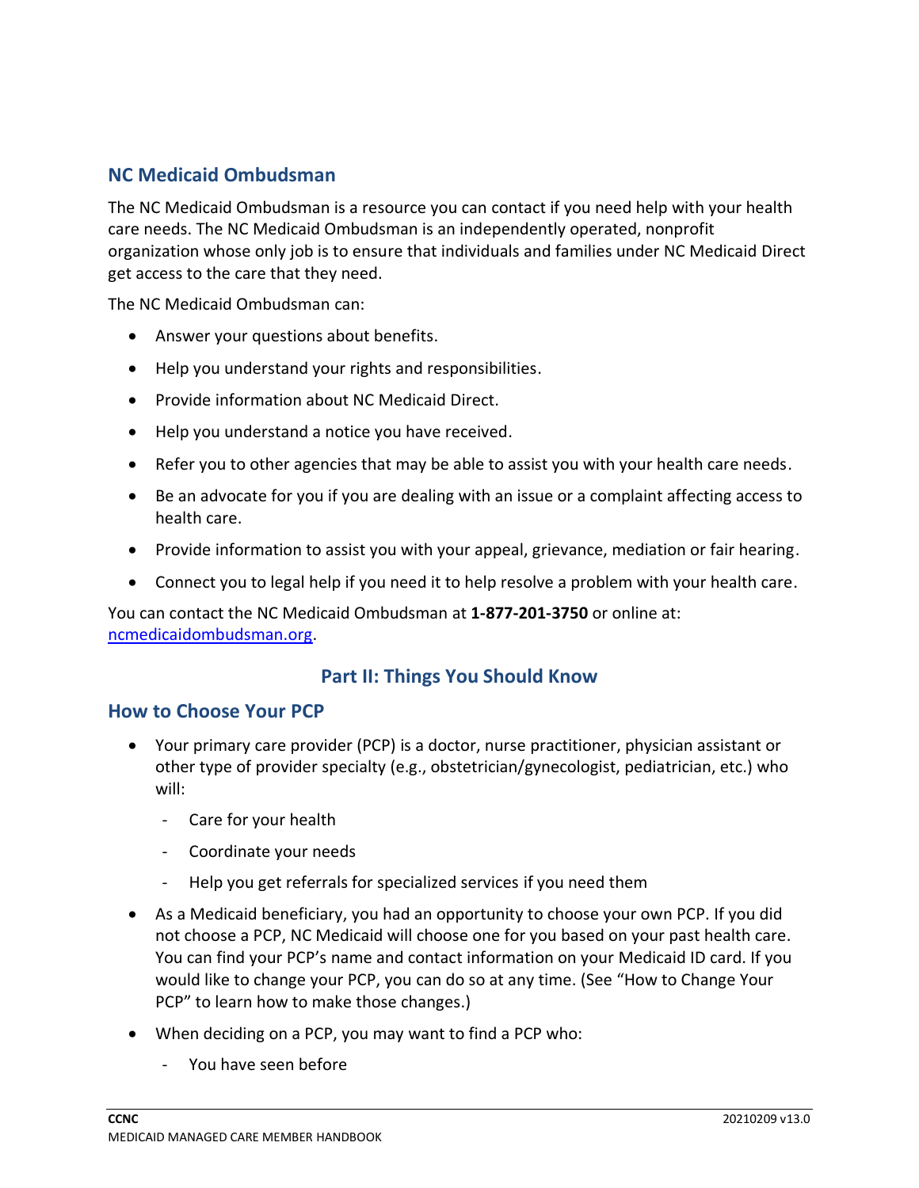## NC Medicaid Ombudsman

The NC Medicaid Ombudsman is a resource you can contact if you need help with your health care needs. The NC Medicaid Ombudsman is an independently operated, nonprofit organization whose only job is to ensure that individuals and families under NC Medicaid Direct get access to the care that they need.

The NC Medicaid Ombudsman can:

- Answer your questions about benefits.
- Help you understand your rights and responsibilities.
- Provide information about NC Medicaid Direct.
- Help you understand a notice you have received.
- Refer you to other agencies that may be able to assist you with your health care needs.
- Be an advocate for you if you are dealing with an issue or a complaint affecting access to health care.
- Provide information to assist you with your appeal, grievance, mediation or fair hearing.
- Connect you to legal help if you need it to help resolve a problem with your health care.

You can contact the NC Medicaid Ombudsman at **1-877-201-3750** or online at: [ncmedicaidombudsman.org](ncmedicaidombudsman.org).

# Part II: Things You Should Know

## How to Choose Your PCP

- Your primary care provider (PCP) is a doctor, nurse practitioner, physician assistant or other type of provider specialty (e.g., obstetrician/gynecologist, pediatrician, etc.) who will:
  - Care for your health
  - Coordinate your needs
  - Help you get referrals for specialized services if you need them
- As a Medicaid beneficiary, you had an opportunity to choose your own PCP. If you did not choose a PCP, NC Medicaid will choose one for you based on your past health care. You can find your PCP's name and contact information on your Medicaid ID card. If you would like to change your PCP, you can do so at any time. (See "How to Change Your PCP" to learn how to make those changes.)
- When deciding on a PCP, you may want to find a PCP who:
  - You have seen before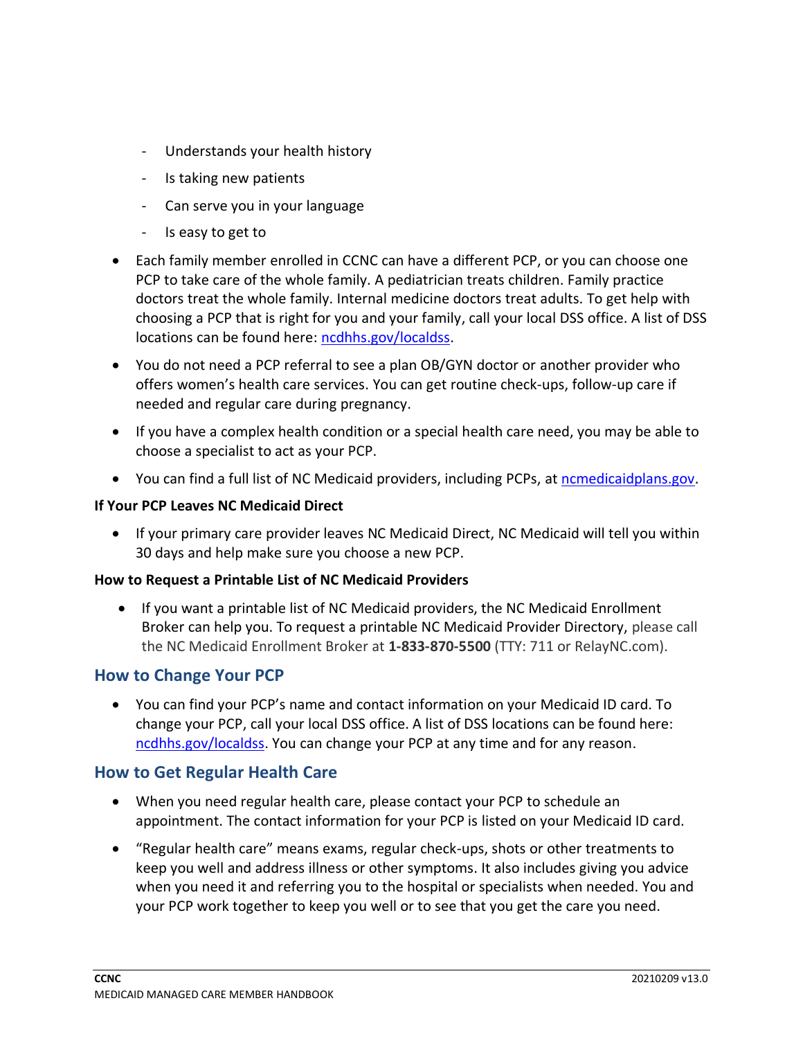- Understands your health history
- Is taking new patients
- Can serve you in your language
- Is easy to get to

- Each family member enrolled in CCNC can have a different PCP, or you can choose one PCP to take care of the whole family. A pediatrician treats children. Family practice doctors treat the whole family. Internal medicine doctors treat adults. To get help with choosing a PCP that is right for you and your family, call your local DSS office. A list of DSS locations can be found here: ncdhhs.gov/localdss.
- You do not need a PCP referral to see a plan OB/GYN doctor or another provider who offers women's health care services. You can get routine check-ups, follow-up care if needed and regular care during pregnancy.
- If you have a complex health condition or a special health care need, you may be able to choose a specialist to act as your PCP.
- You can find a full list of NC Medicaid providers, including PCPs, at ncmedicaidplans.gov.

**If Your PCP Leaves NC Medicaid Direct**

- If your primary care provider leaves NC Medicaid Direct, NC Medicaid will tell you within 30 days and help make sure you choose a new PCP.

**How to Request a Printable List of NC Medicaid Providers**

- If you want a printable list of NC Medicaid providers, the NC Medicaid Enrollment Broker can help you. To request a printable NC Medicaid Provider Directory, please call the NC Medicaid Enrollment Broker at **1-833-870-5500** (TTY: 711 or RelayNC.com).

## How to Change Your PCP

- You can find your PCP's name and contact information on your Medicaid ID card. To change your PCP, call your local DSS office. A list of DSS locations can be found here: ncdhhs.gov/localdss. You can change your PCP at any time and for any reason.

## How to Get Regular Health Care

- When you need regular health care, please contact your PCP to schedule an appointment. The contact information for your PCP is listed on your Medicaid ID card.
- "Regular health care" means exams, regular check-ups, shots or other treatments to keep you well and address illness or other symptoms. It also includes giving you advice when you need it and referring you to the hospital or specialists when needed. You and your PCP work together to keep you well or to see that you get the care you need.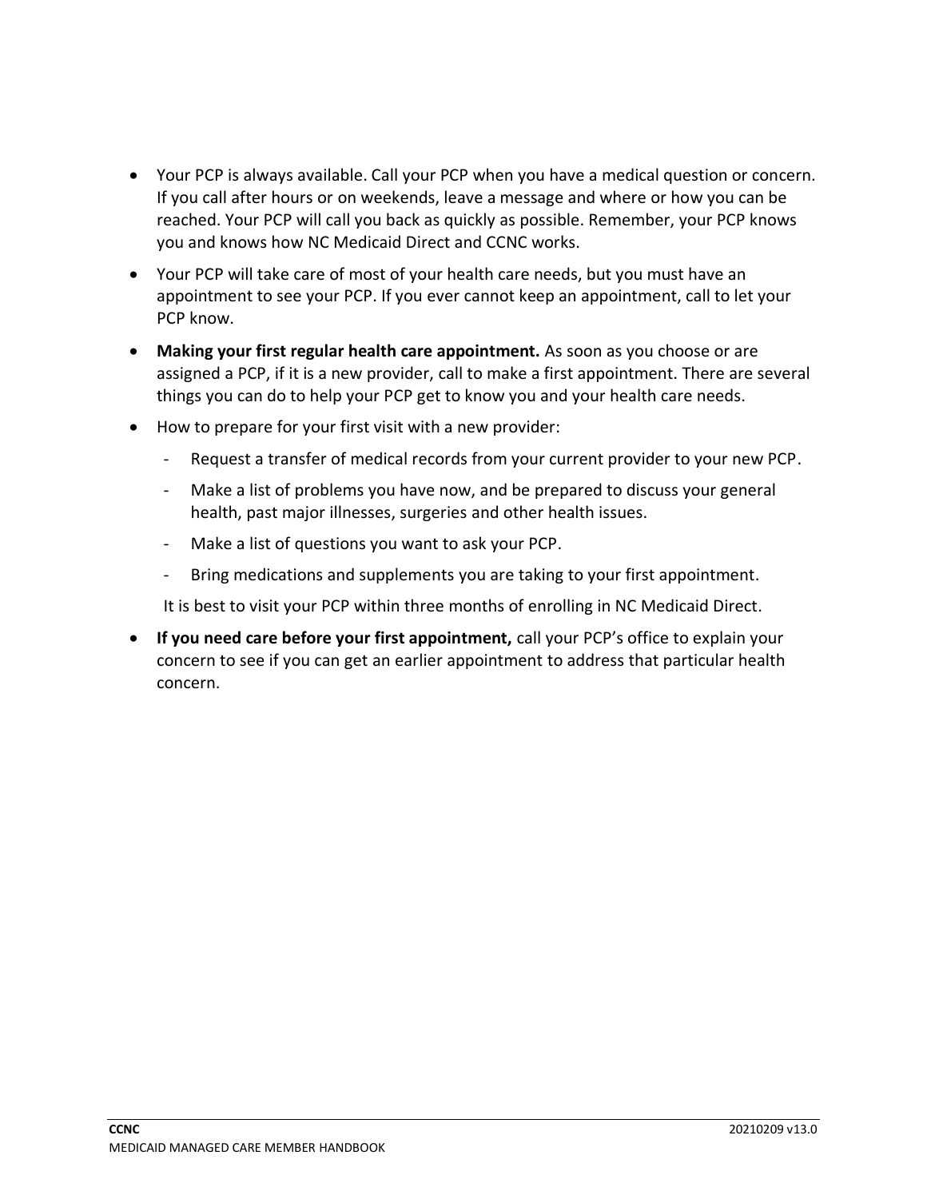- Your PCP is always available. Call your PCP when you have a medical question or concern. If you call after hours or on weekends, leave a message and where or how you can be reached. Your PCP will call you back as quickly as possible. Remember, your PCP knows you and knows how NC Medicaid Direct and CCNC works.
- Your PCP will take care of most of your health care needs, but you must have an appointment to see your PCP. If you ever cannot keep an appointment, call to let your PCP know.
- **Making your first regular health care appointment.** As soon as you choose or are assigned a PCP, if it is a new provider, call to make a first appointment. There are several things you can do to help your PCP get to know you and your health care needs.
- How to prepare for your first visit with a new provider:
  - Request a transfer of medical records from your current provider to your new PCP.
  - Make a list of problems you have now, and be prepared to discuss your general health, past major illnesses, surgeries and other health issues.
  - Make a list of questions you want to ask your PCP.
  - Bring medications and supplements you are taking to your first appointment.

  It is best to visit your PCP within three months of enrolling in NC Medicaid Direct.
- **If you need care before your first appointment,** call your PCP's office to explain your concern to see if you can get an earlier appointment to address that particular health concern.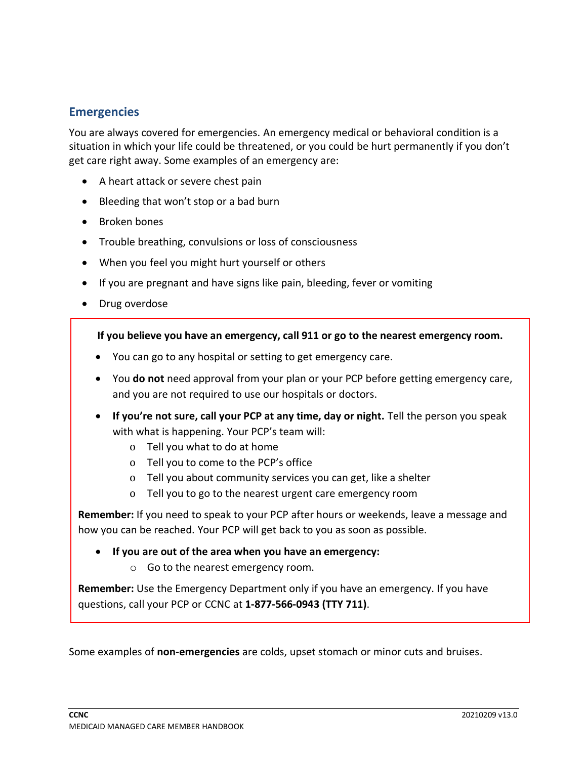## Emergencies

You are always covered for emergencies. An emergency medical or behavioral condition is a situation in which your life could be threatened, or you could be hurt permanently if you don't get care right away. Some examples of an emergency are:

- A heart attack or severe chest pain
- Bleeding that won't stop or a bad burn
- Broken bones
- Trouble breathing, convulsions or loss of consciousness
- When you feel you might hurt yourself or others
- If you are pregnant and have signs like pain, bleeding, fever or vomiting
- Drug overdose

**If you believe you have an emergency, call 911 or go to the nearest emergency room.**

- You can go to any hospital or setting to get emergency care.
- You **do not** need approval from your plan or your PCP before getting emergency care, and you are not required to use our hospitals or doctors.
- **If you're not sure, call your PCP at any time, day or night.** Tell the person you speak with what is happening. Your PCP's team will:
  - Tell you what to do at home
  - Tell you to come to the PCP's office
  - Tell you about community services you can get, like a shelter
  - Tell you to go to the nearest urgent care emergency room

**Remember:** If you need to speak to your PCP after hours or weekends, leave a message and how you can be reached. Your PCP will get back to you as soon as possible.

- **If you are out of the area when you have an emergency:**
  - Go to the nearest emergency room.

**Remember:** Use the Emergency Department only if you have an emergency. If you have questions, call your PCP or CCNC at **1-877-566-0943 (TTY 711)**.

Some examples of **non-emergencies** are colds, upset stomach or minor cuts and bruises.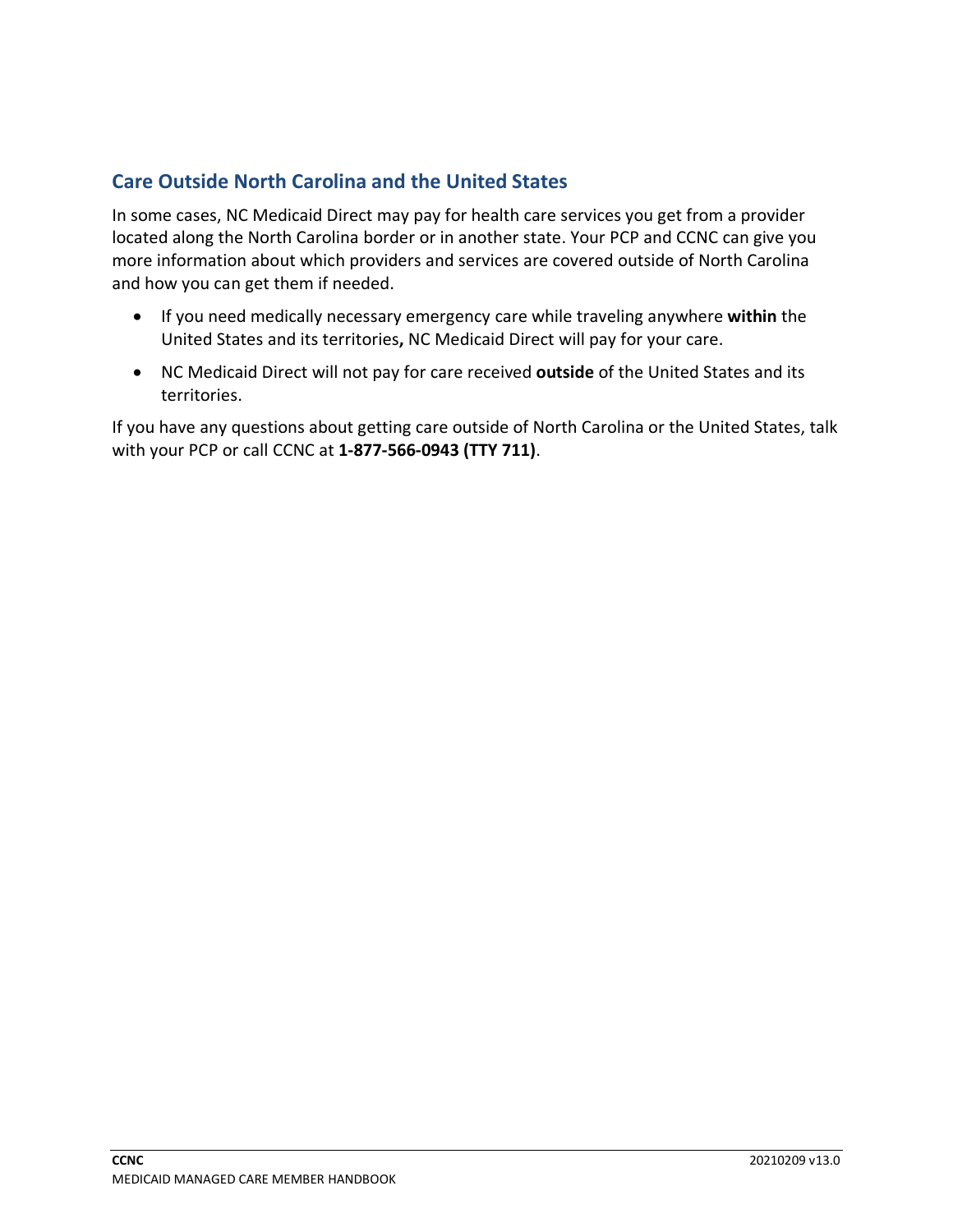## Care Outside North Carolina and the United States

In some cases, NC Medicaid Direct may pay for health care services you get from a provider located along the North Carolina border or in another state. Your PCP and CCNC can give you more information about which providers and services are covered outside of North Carolina and how you can get them if needed.

- If you need medically necessary emergency care while traveling anywhere **within** the United States and its territories**,** NC Medicaid Direct will pay for your care.
- NC Medicaid Direct will not pay for care received **outside** of the United States and its territories.

If you have any questions about getting care outside of North Carolina or the United States, talk with your PCP or call CCNC at **1-877-566-0943 (TTY 711)**.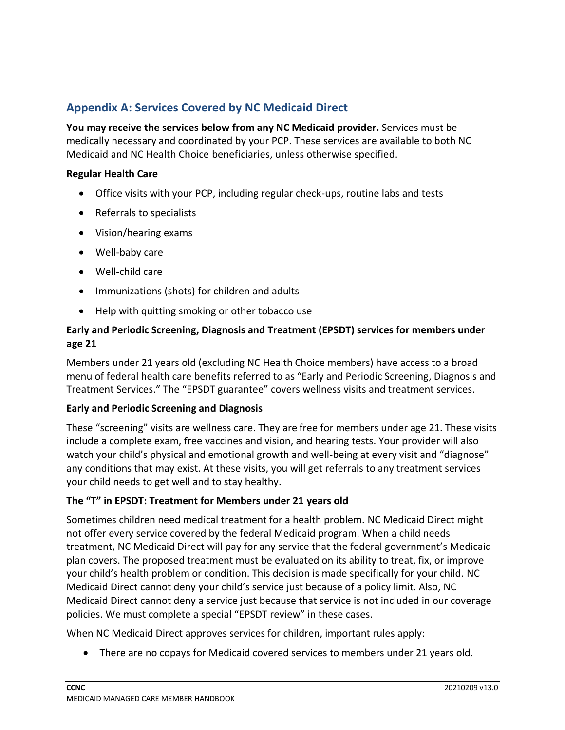## Appendix A: Services Covered by NC Medicaid Direct

**You may receive the services below from any NC Medicaid provider.** Services must be medically necessary and coordinated by your PCP. These services are available to both NC Medicaid and NC Health Choice beneficiaries, unless otherwise specified.

**Regular Health Care**

- Office visits with your PCP, including regular check-ups, routine labs and tests
- Referrals to specialists
- Vision/hearing exams
- Well-baby care
- Well-child care
- Immunizations (shots) for children and adults
- Help with quitting smoking or other tobacco use

**Early and Periodic Screening, Diagnosis and Treatment (EPSDT) services for members under age 21**

Members under 21 years old (excluding NC Health Choice members) have access to a broad menu of federal health care benefits referred to as "Early and Periodic Screening, Diagnosis and Treatment Services." The "EPSDT guarantee" covers wellness visits and treatment services.

**Early and Periodic Screening and Diagnosis**

These "screening" visits are wellness care. They are free for members under age 21. These visits include a complete exam, free vaccines and vision, and hearing tests. Your provider will also watch your child's physical and emotional growth and well-being at every visit and "diagnose" any conditions that may exist. At these visits, you will get referrals to any treatment services your child needs to get well and to stay healthy.

**The "T" in EPSDT: Treatment for Members under 21 years old**

Sometimes children need medical treatment for a health problem. NC Medicaid Direct might not offer every service covered by the federal Medicaid program. When a child needs treatment, NC Medicaid Direct will pay for any service that the federal government's Medicaid plan covers. The proposed treatment must be evaluated on its ability to treat, fix, or improve your child's health problem or condition. This decision is made specifically for your child. NC Medicaid Direct cannot deny your child's service just because of a policy limit. Also, NC Medicaid Direct cannot deny a service just because that service is not included in our coverage policies. We must complete a special "EPSDT review" in these cases.

When NC Medicaid Direct approves services for children, important rules apply:

- There are no copays for Medicaid covered services to members under 21 years old.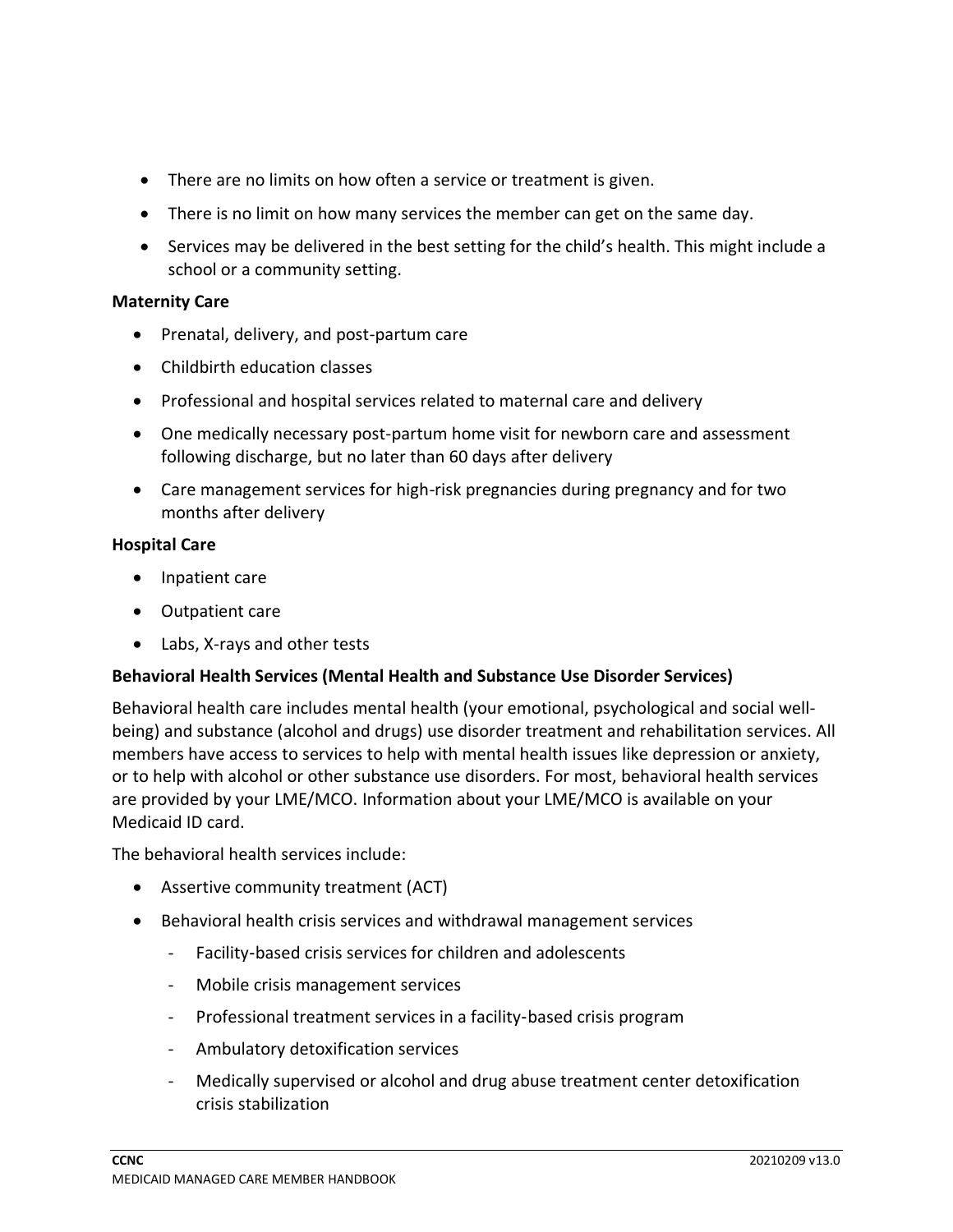- There are no limits on how often a service or treatment is given.
- There is no limit on how many services the member can get on the same day.
- Services may be delivered in the best setting for the child's health. This might include a school or a community setting.

**Maternity Care**

- Prenatal, delivery, and post-partum care
- Childbirth education classes
- Professional and hospital services related to maternal care and delivery
- One medically necessary post-partum home visit for newborn care and assessment following discharge, but no later than 60 days after delivery
- Care management services for high-risk pregnancies during pregnancy and for two months after delivery

**Hospital Care**

- Inpatient care
- Outpatient care
- Labs, X-rays and other tests

**Behavioral Health Services (Mental Health and Substance Use Disorder Services)**

Behavioral health care includes mental health (your emotional, psychological and social well-being) and substance (alcohol and drugs) use disorder treatment and rehabilitation services. All members have access to services to help with mental health issues like depression or anxiety, or to help with alcohol or other substance use disorders. For most, behavioral health services are provided by your LME/MCO. Information about your LME/MCO is available on your Medicaid ID card.

The behavioral health services include:

- Assertive community treatment (ACT)
- Behavioral health crisis services and withdrawal management services
  - Facility-based crisis services for children and adolescents
  - Mobile crisis management services
  - Professional treatment services in a facility-based crisis program
  - Ambulatory detoxification services
  - Medically supervised or alcohol and drug abuse treatment center detoxification crisis stabilization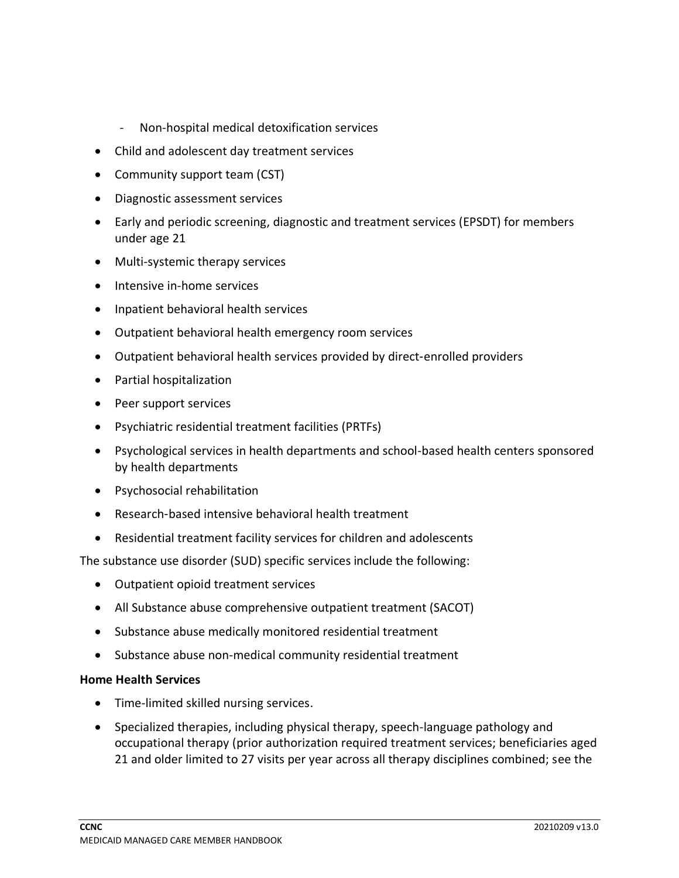- Non-hospital medical detoxification services

- Child and adolescent day treatment services
- Community support team (CST)
- Diagnostic assessment services
- Early and periodic screening, diagnostic and treatment services (EPSDT) for members under age 21
- Multi-systemic therapy services
- Intensive in-home services
- Inpatient behavioral health services
- Outpatient behavioral health emergency room services
- Outpatient behavioral health services provided by direct-enrolled providers
- Partial hospitalization
- Peer support services
- Psychiatric residential treatment facilities (PRTFs)
- Psychological services in health departments and school-based health centers sponsored by health departments
- Psychosocial rehabilitation
- Research-based intensive behavioral health treatment
- Residential treatment facility services for children and adolescents

The substance use disorder (SUD) specific services include the following:

- Outpatient opioid treatment services
- All Substance abuse comprehensive outpatient treatment (SACOT)
- Substance abuse medically monitored residential treatment
- Substance abuse non-medical community residential treatment

**Home Health Services**

- Time-limited skilled nursing services.
- Specialized therapies, including physical therapy, speech-language pathology and occupational therapy (prior authorization required treatment services; beneficiaries aged 21 and older limited to 27 visits per year across all therapy disciplines combined; see the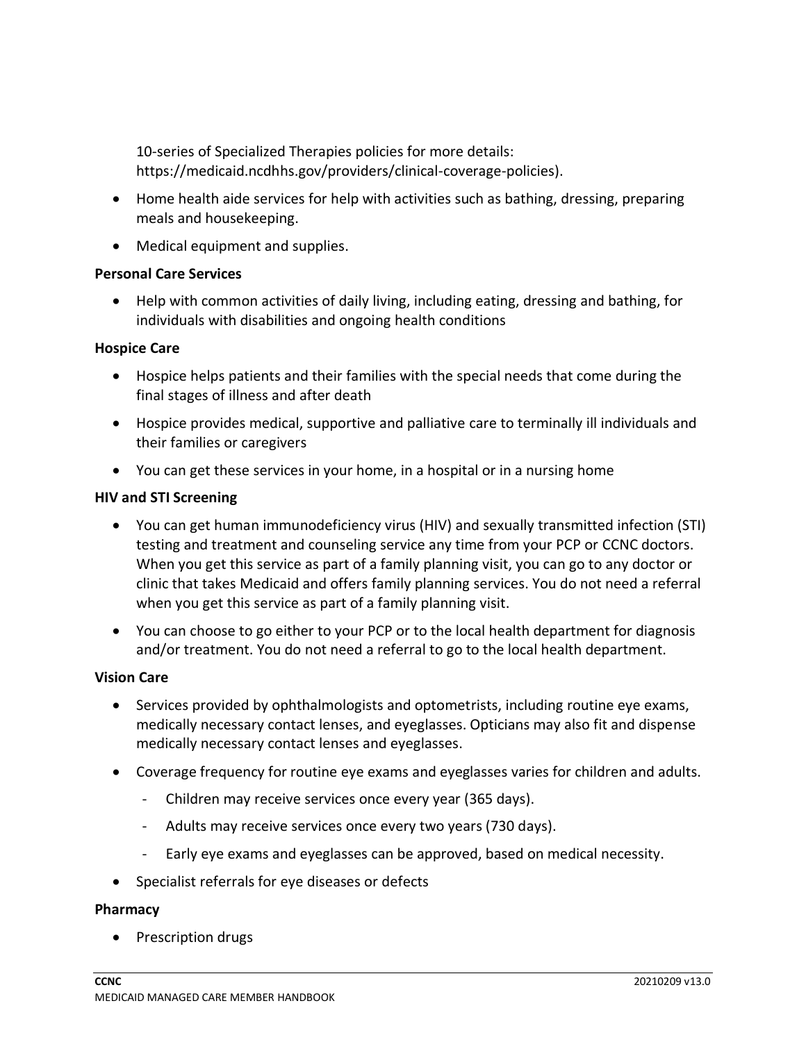10-series of Specialized Therapies policies for more details: https://medicaid.ncdhhs.gov/providers/clinical-coverage-policies).

- Home health aide services for help with activities such as bathing, dressing, preparing meals and housekeeping.
- Medical equipment and supplies.

**Personal Care Services**

- Help with common activities of daily living, including eating, dressing and bathing, for individuals with disabilities and ongoing health conditions

**Hospice Care**

- Hospice helps patients and their families with the special needs that come during the final stages of illness and after death
- Hospice provides medical, supportive and palliative care to terminally ill individuals and their families or caregivers
- You can get these services in your home, in a hospital or in a nursing home

**HIV and STI Screening**

- You can get human immunodeficiency virus (HIV) and sexually transmitted infection (STI) testing and treatment and counseling service any time from your PCP or CCNC doctors. When you get this service as part of a family planning visit, you can go to any doctor or clinic that takes Medicaid and offers family planning services. You do not need a referral when you get this service as part of a family planning visit.
- You can choose to go either to your PCP or to the local health department for diagnosis and/or treatment. You do not need a referral to go to the local health department.

**Vision Care**

- Services provided by ophthalmologists and optometrists, including routine eye exams, medically necessary contact lenses, and eyeglasses. Opticians may also fit and dispense medically necessary contact lenses and eyeglasses.
- Coverage frequency for routine eye exams and eyeglasses varies for children and adults.
  - Children may receive services once every year (365 days).
  - Adults may receive services once every two years (730 days).
  - Early eye exams and eyeglasses can be approved, based on medical necessity.
- Specialist referrals for eye diseases or defects

**Pharmacy**

- Prescription drugs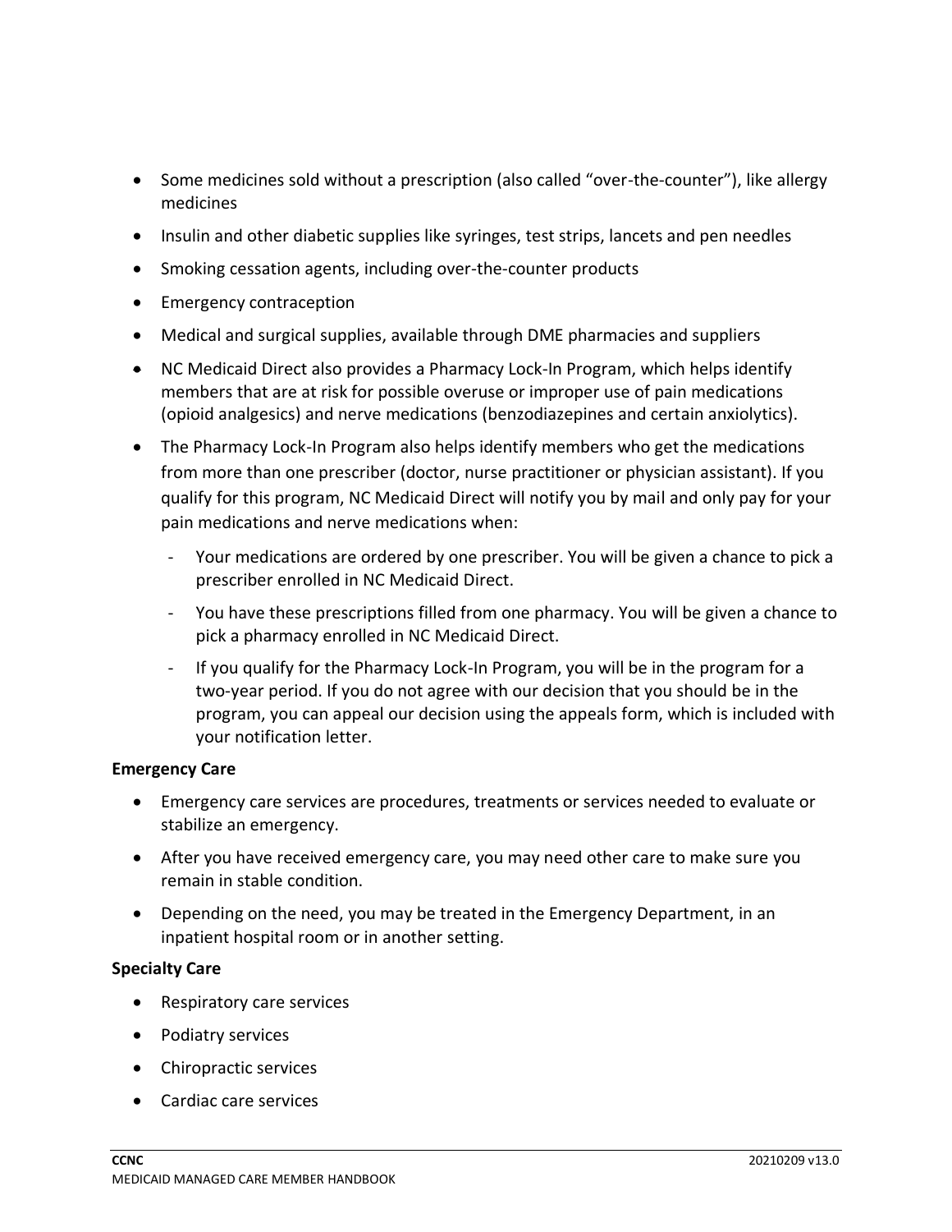- Some medicines sold without a prescription (also called "over-the-counter"), like allergy medicines
- Insulin and other diabetic supplies like syringes, test strips, lancets and pen needles
- Smoking cessation agents, including over-the-counter products
- Emergency contraception
- Medical and surgical supplies, available through DME pharmacies and suppliers
- NC Medicaid Direct also provides a Pharmacy Lock-In Program, which helps identify members that are at risk for possible overuse or improper use of pain medications (opioid analgesics) and nerve medications (benzodiazepines and certain anxiolytics).
- The Pharmacy Lock-In Program also helps identify members who get the medications from more than one prescriber (doctor, nurse practitioner or physician assistant). If you qualify for this program, NC Medicaid Direct will notify you by mail and only pay for your pain medications and nerve medications when:
  - Your medications are ordered by one prescriber. You will be given a chance to pick a prescriber enrolled in NC Medicaid Direct.
  - You have these prescriptions filled from one pharmacy. You will be given a chance to pick a pharmacy enrolled in NC Medicaid Direct.
  - If you qualify for the Pharmacy Lock-In Program, you will be in the program for a two-year period. If you do not agree with our decision that you should be in the program, you can appeal our decision using the appeals form, which is included with your notification letter.

**Emergency Care**

- Emergency care services are procedures, treatments or services needed to evaluate or stabilize an emergency.
- After you have received emergency care, you may need other care to make sure you remain in stable condition.
- Depending on the need, you may be treated in the Emergency Department, in an inpatient hospital room or in another setting.

**Specialty Care**

- Respiratory care services
- Podiatry services
- Chiropractic services
- Cardiac care services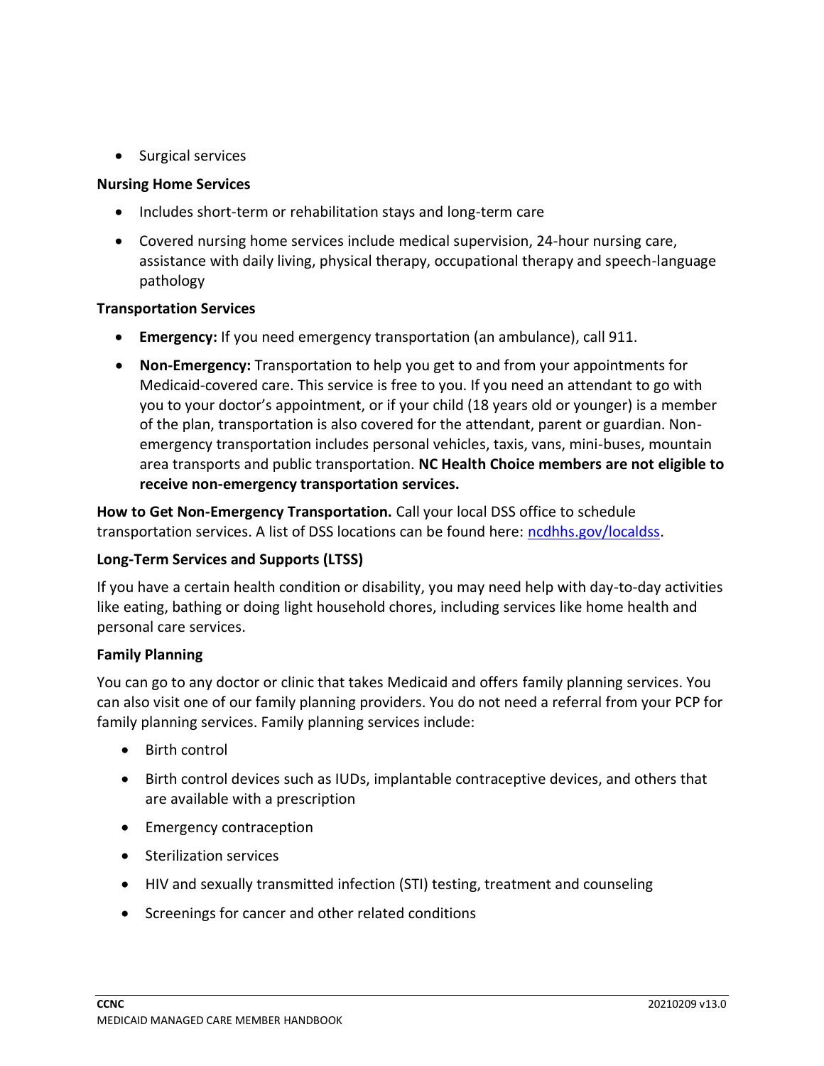- Surgical services

**Nursing Home Services**

- Includes short-term or rehabilitation stays and long-term care
- Covered nursing home services include medical supervision, 24-hour nursing care, assistance with daily living, physical therapy, occupational therapy and speech-language pathology

**Transportation Services**

- **Emergency:** If you need emergency transportation (an ambulance), call 911.
- **Non-Emergency:** Transportation to help you get to and from your appointments for Medicaid-covered care. This service is free to you. If you need an attendant to go with you to your doctor's appointment, or if your child (18 years old or younger) is a member of the plan, transportation is also covered for the attendant, parent or guardian. Non-emergency transportation includes personal vehicles, taxis, vans, mini-buses, mountain area transports and public transportation. **NC Health Choice members are not eligible to receive non-emergency transportation services.**

**How to Get Non-Emergency Transportation.** Call your local DSS office to schedule transportation services. A list of DSS locations can be found here: [ncdhhs.gov/localdss](ncdhhs.gov/localdss).

**Long-Term Services and Supports (LTSS)**

If you have a certain health condition or disability, you may need help with day-to-day activities like eating, bathing or doing light household chores, including services like home health and personal care services.

**Family Planning**

You can go to any doctor or clinic that takes Medicaid and offers family planning services. You can also visit one of our family planning providers. You do not need a referral from your PCP for family planning services. Family planning services include:

- Birth control
- Birth control devices such as IUDs, implantable contraceptive devices, and others that are available with a prescription
- Emergency contraception
- Sterilization services
- HIV and sexually transmitted infection (STI) testing, treatment and counseling
- Screenings for cancer and other related conditions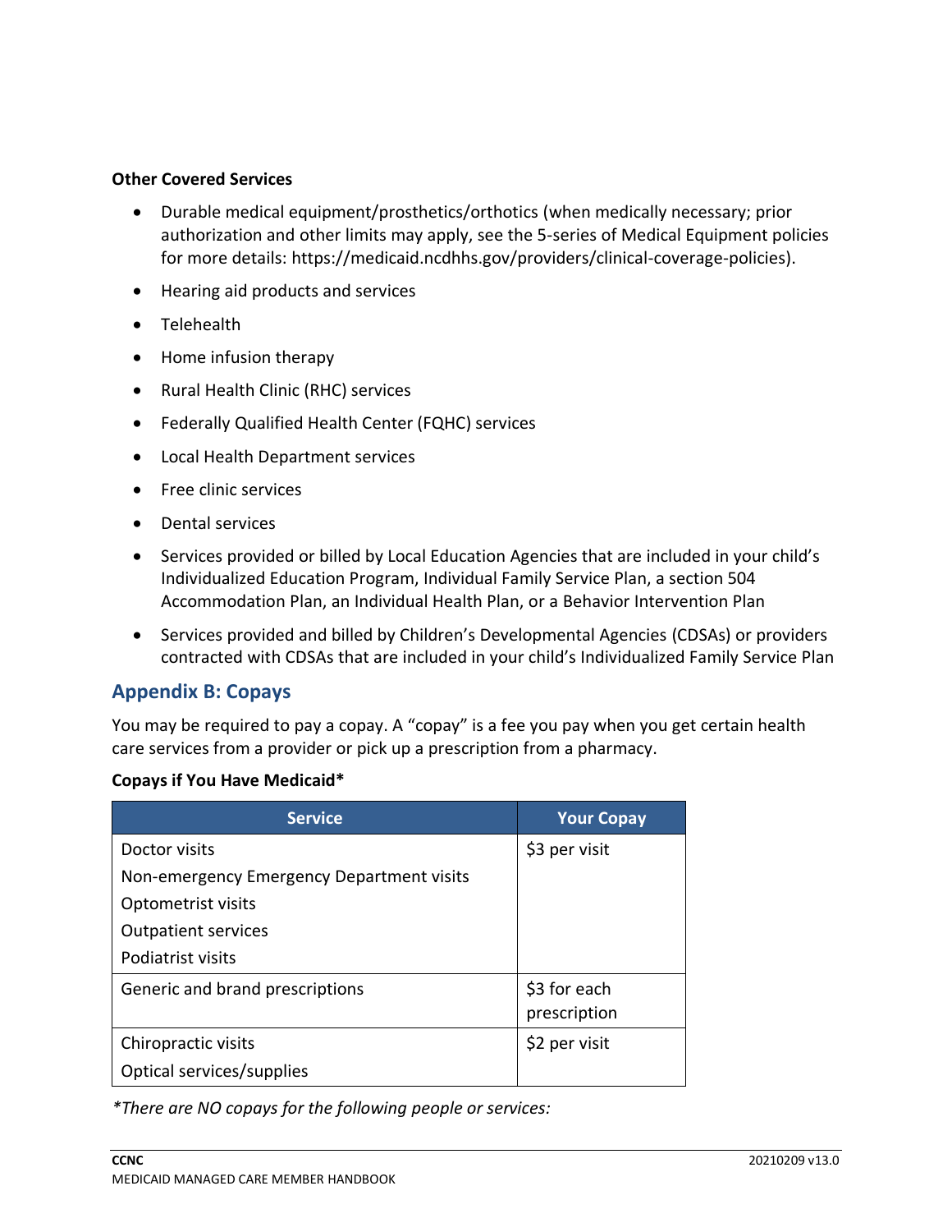**Other Covered Services**

- Durable medical equipment/prosthetics/orthotics (when medically necessary; prior authorization and other limits may apply, see the 5-series of Medical Equipment policies for more details: https://medicaid.ncdhhs.gov/providers/clinical-coverage-policies).
- Hearing aid products and services
- Telehealth
- Home infusion therapy
- Rural Health Clinic (RHC) services
- Federally Qualified Health Center (FQHC) services
- Local Health Department services
- Free clinic services
- Dental services
- Services provided or billed by Local Education Agencies that are included in your child's Individualized Education Program, Individual Family Service Plan, a section 504 Accommodation Plan, an Individual Health Plan, or a Behavior Intervention Plan
- Services provided and billed by Children's Developmental Agencies (CDSAs) or providers contracted with CDSAs that are included in your child's Individualized Family Service Plan

## Appendix B: Copays

You may be required to pay a copay. A "copay" is a fee you pay when you get certain health care services from a provider or pick up a prescription from a pharmacy.

**Copays if You Have Medicaid***

| Service | Your Copay |
|---|---|
| Doctor visits<br>Non-emergency Emergency Department visits<br>Optometrist visits<br>Outpatient services<br>Podiatrist visits | $3 per visit |
| Generic and brand prescriptions | $3 for each prescription |
| Chiropractic visits<br>Optical services/supplies | $2 per visit |

**There are NO copays for the following people or services:*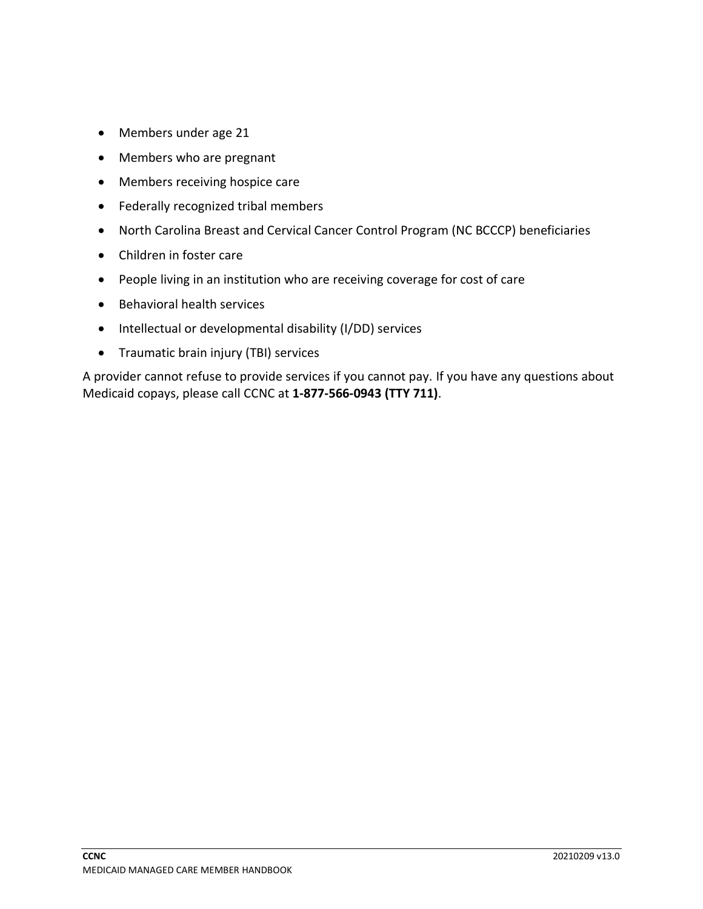- Members under age 21
- Members who are pregnant
- Members receiving hospice care
- Federally recognized tribal members
- North Carolina Breast and Cervical Cancer Control Program (NC BCCCP) beneficiaries
- Children in foster care
- People living in an institution who are receiving coverage for cost of care
- Behavioral health services
- Intellectual or developmental disability (I/DD) services
- Traumatic brain injury (TBI) services

A provider cannot refuse to provide services if you cannot pay. If you have any questions about Medicaid copays, please call CCNC at **1-877-566-0943 (TTY 711)**.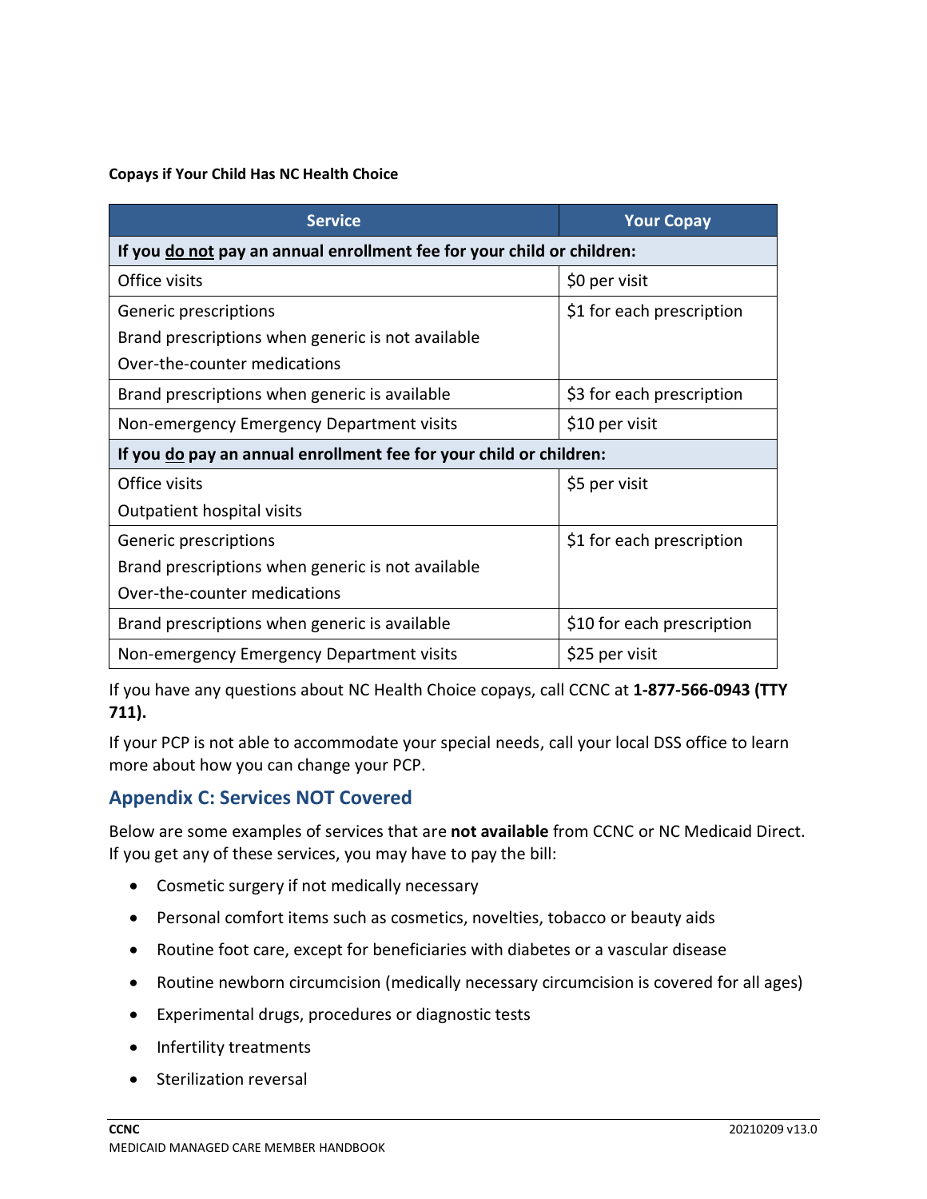**Copays if Your Child Has NC Health Choice**

| Service | Your Copay |
| --- | --- |
| **If you <u>do not</u> pay an annual enrollment fee for your child or children:** | |
| Office visits | $0 per visit |
| Generic prescriptions<br>Brand prescriptions when generic is not available<br>Over-the-counter medications | $1 for each prescription |
| Brand prescriptions when generic is available | $3 for each prescription |
| Non-emergency Emergency Department visits | $10 per visit |
| **If you <u>do</u> pay an annual enrollment fee for your child or children:** | |
| Office visits<br>Outpatient hospital visits | $5 per visit |
| Generic prescriptions<br>Brand prescriptions when generic is not available<br>Over-the-counter medications | $1 for each prescription |
| Brand prescriptions when generic is available | $10 for each prescription |
| Non-emergency Emergency Department visits | $25 per visit |

If you have any questions about NC Health Choice copays, call CCNC at **1-877-566-0943 (TTY 711).**

If your PCP is not able to accommodate your special needs, call your local DSS office to learn more about how you can change your PCP.

## Appendix C: Services NOT Covered

Below are some examples of services that are **not available** from CCNC or NC Medicaid Direct. If you get any of these services, you may have to pay the bill:

- Cosmetic surgery if not medically necessary
- Personal comfort items such as cosmetics, novelties, tobacco or beauty aids
- Routine foot care, except for beneficiaries with diabetes or a vascular disease
- Routine newborn circumcision (medically necessary circumcision is covered for all ages)
- Experimental drugs, procedures or diagnostic tests
- Infertility treatments
- Sterilization reversal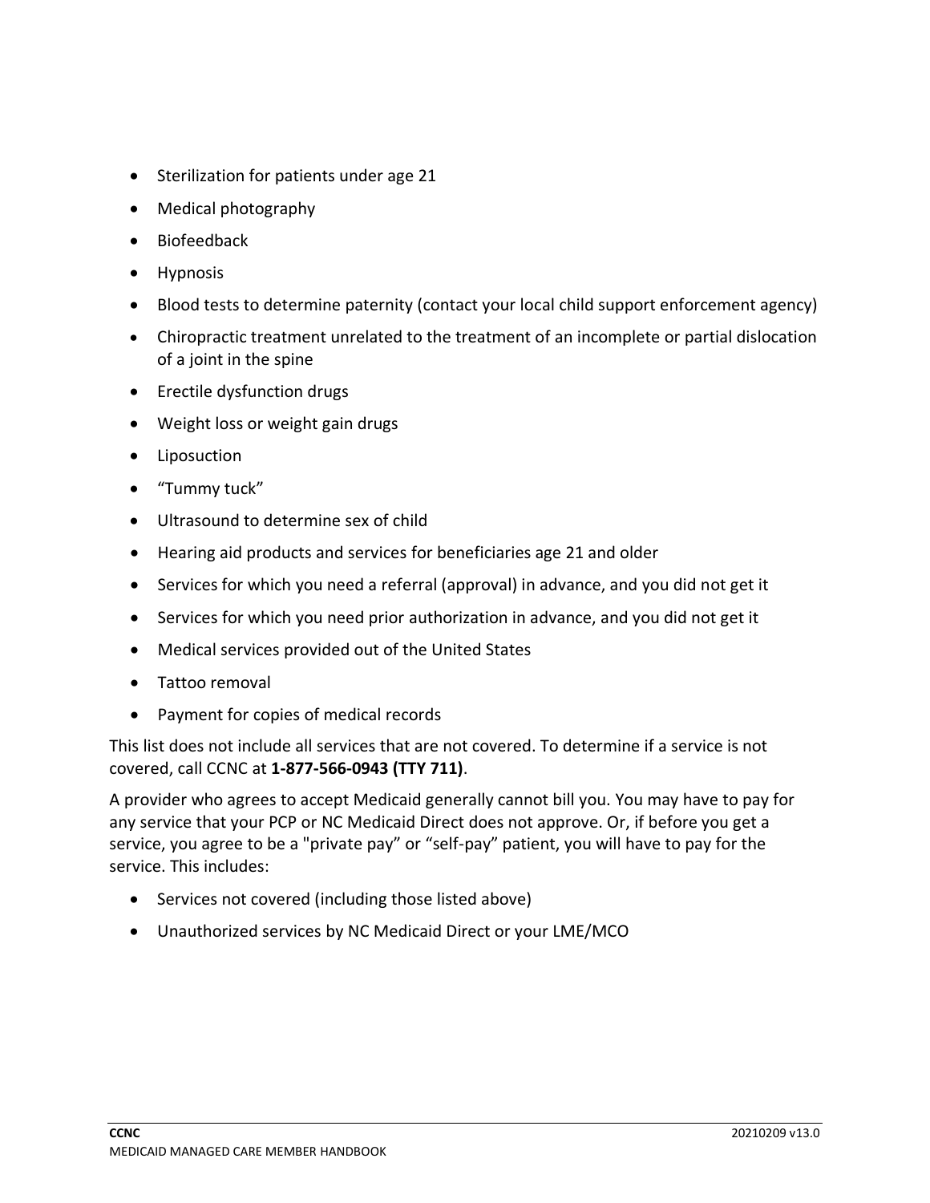- Sterilization for patients under age 21
- Medical photography
- Biofeedback
- Hypnosis
- Blood tests to determine paternity (contact your local child support enforcement agency)
- Chiropractic treatment unrelated to the treatment of an incomplete or partial dislocation of a joint in the spine
- Erectile dysfunction drugs
- Weight loss or weight gain drugs
- Liposuction
- “Tummy tuck”
- Ultrasound to determine sex of child
- Hearing aid products and services for beneficiaries age 21 and older
- Services for which you need a referral (approval) in advance, and you did not get it
- Services for which you need prior authorization in advance, and you did not get it
- Medical services provided out of the United States
- Tattoo removal
- Payment for copies of medical records

This list does not include all services that are not covered. To determine if a service is not covered, call CCNC at **1-877-566-0943 (TTY 711)**.

A provider who agrees to accept Medicaid generally cannot bill you. You may have to pay for any service that your PCP or NC Medicaid Direct does not approve. Or, if before you get a service, you agree to be a "private pay” or “self-pay” patient, you will have to pay for the service. This includes:

- Services not covered (including those listed above)
- Unauthorized services by NC Medicaid Direct or your LME/MCO